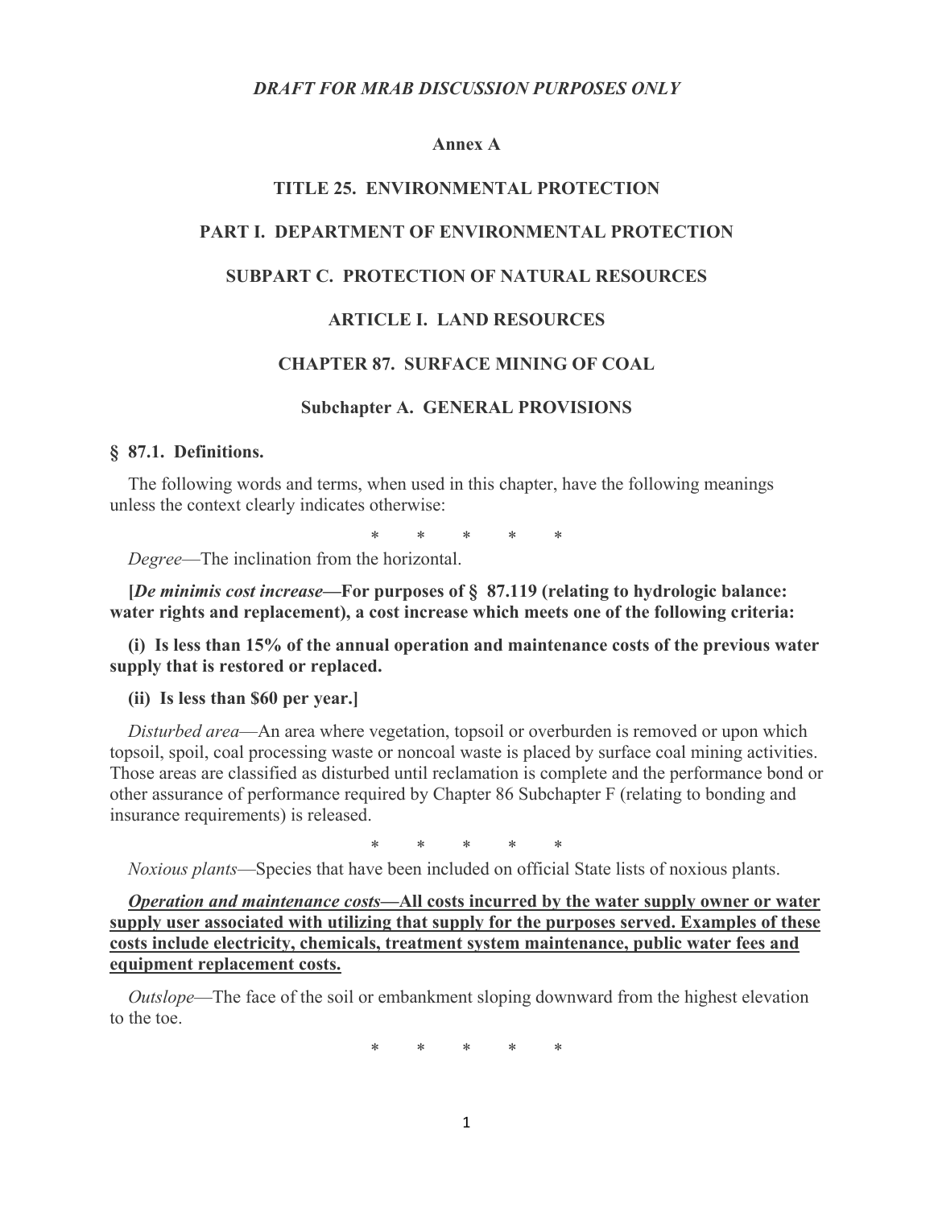*DRAFT FOR MRAB DISCUSSION PURPOSES ONLY*

**Annex A**

**TITLE 25. ENVIRONMENTAL PROTECTION**

**PART I. DEPARTMENT OF ENVIRONMENTAL PROTECTION**

**SUBPART C. PROTECTION OF NATURAL RESOURCES**

**ARTICLE I. LAND RESOURCES**

**CHAPTER 87. SURFACE MINING OF COAL**

**Subchapter A. GENERAL PROVISIONS**

**§ 87.1. Definitions.**

The following words and terms, when used in this chapter, have the following meanings unless the context clearly indicates otherwise:

\* \* \* \* \*

*Degree*—The inclination from the horizontal.

**[*De minimis cost increase*—For purposes of § 87.119 (relating to hydrologic balance: water rights and replacement), a cost increase which meets one of the following criteria:**

**(i) Is less than 15% of the annual operation and maintenance costs of the previous water supply that is restored or replaced.**

**(ii) Is less than $60 per year.]**

*Disturbed area*—An area where vegetation, topsoil or overburden is removed or upon which topsoil, spoil, coal processing waste or noncoal waste is placed by surface coal mining activities. Those areas are classified as disturbed until reclamation is complete and the performance bond or other assurance of performance required by Chapter 86 Subchapter F (relating to bonding and insurance requirements) is released.

\* \* \* \* \*

*Noxious plants*—Species that have been included on official State lists of noxious plants.

***<u>Operation and maintenance costs</u>*<u>**—All costs incurred by the water supply owner or water supply user associated with utilizing that supply for the purposes served. Examples of these costs include electricity, chemicals, treatment system maintenance, public water fees and equipment replacement costs.**</u>**

*Outslope*—The face of the soil or embankment sloping downward from the highest elevation to the toe.

\* \* \* \* \*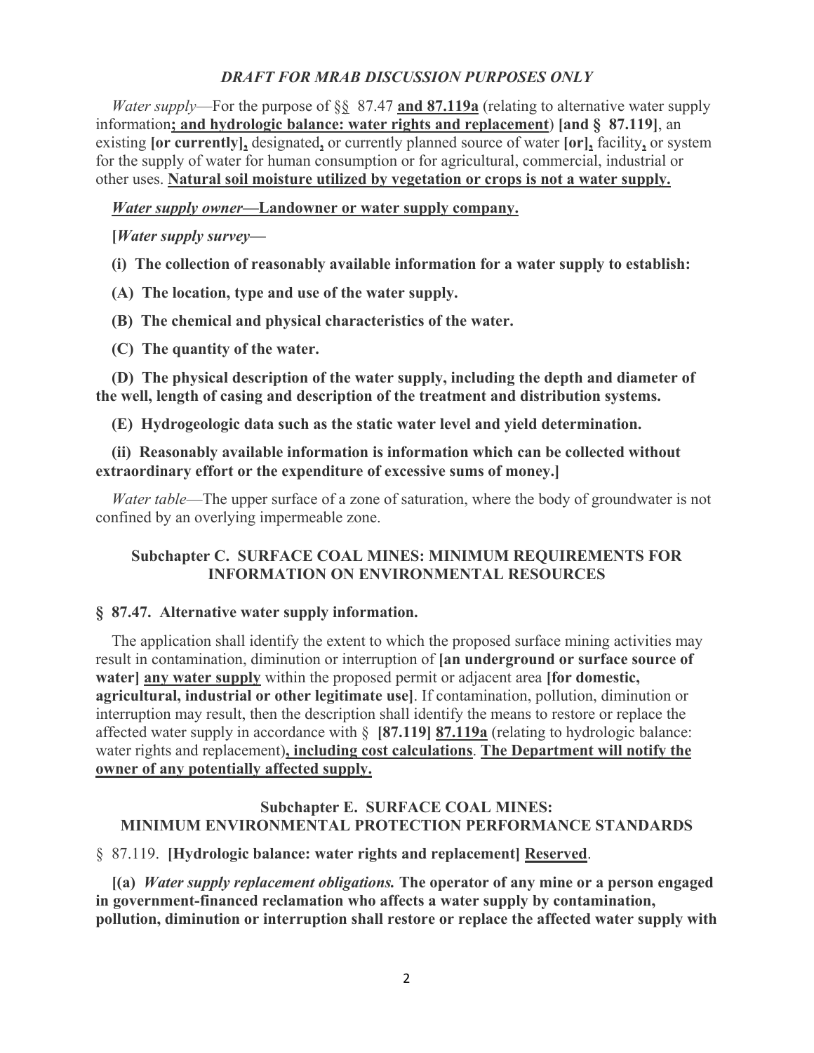*DRAFT FOR MRAB DISCUSSION PURPOSES ONLY*

*Water supply*—For the purpose of §§ 87.47 **and 87.119a** (relating to alternative water supply information**; and hydrologic balance: water rights and replacement**) **[and § 87.119]**, an existing **[or currently],** designated**,** or currently planned source of water **[or],** facility**,** or system for the supply of water for human consumption or for agricultural, commercial, industrial or other uses. **Natural soil moisture utilized by vegetation or crops is not a water supply.**

***Water supply owner*—Landowner or water supply company.**

**[*Water supply survey*—**

**(i) The collection of reasonably available information for a water supply to establish:**

**(A) The location, type and use of the water supply.**

**(B) The chemical and physical characteristics of the water.**

**(C) The quantity of the water.**

**(D) The physical description of the water supply, including the depth and diameter of the well, length of casing and description of the treatment and distribution systems.**

**(E) Hydrogeologic data such as the static water level and yield determination.**

**(ii) Reasonably available information is information which can be collected without extraordinary effort or the expenditure of excessive sums of money.]**

*Water table*—The upper surface of a zone of saturation, where the body of groundwater is not confined by an overlying impermeable zone.

## Subchapter C. SURFACE COAL MINES: MINIMUM REQUIREMENTS FOR INFORMATION ON ENVIRONMENTAL RESOURCES

### § 87.47. Alternative water supply information.

The application shall identify the extent to which the proposed surface mining activities may result in contamination, diminution or interruption of **[an underground or surface source of water]** **any water supply** within the proposed permit or adjacent area **[for domestic, agricultural, industrial or other legitimate use]**. If contamination, pollution, diminution or interruption may result, then the description shall identify the means to restore or replace the affected water supply in accordance with § **[87.119]** **87.119a** (relating to hydrologic balance: water rights and replacement)**, including cost calculations**. **The Department will notify the owner of any potentially affected supply.**

## Subchapter E. SURFACE COAL MINES: MINIMUM ENVIRONMENTAL PROTECTION PERFORMANCE STANDARDS

§ 87.119. **[Hydrologic balance: water rights and replacement]** **Reserved**.

**[(a)** ***Water supply replacement obligations.*** **The operator of any mine or a person engaged in government-financed reclamation who affects a water supply by contamination, pollution, diminution or interruption shall restore or replace the affected water supply with**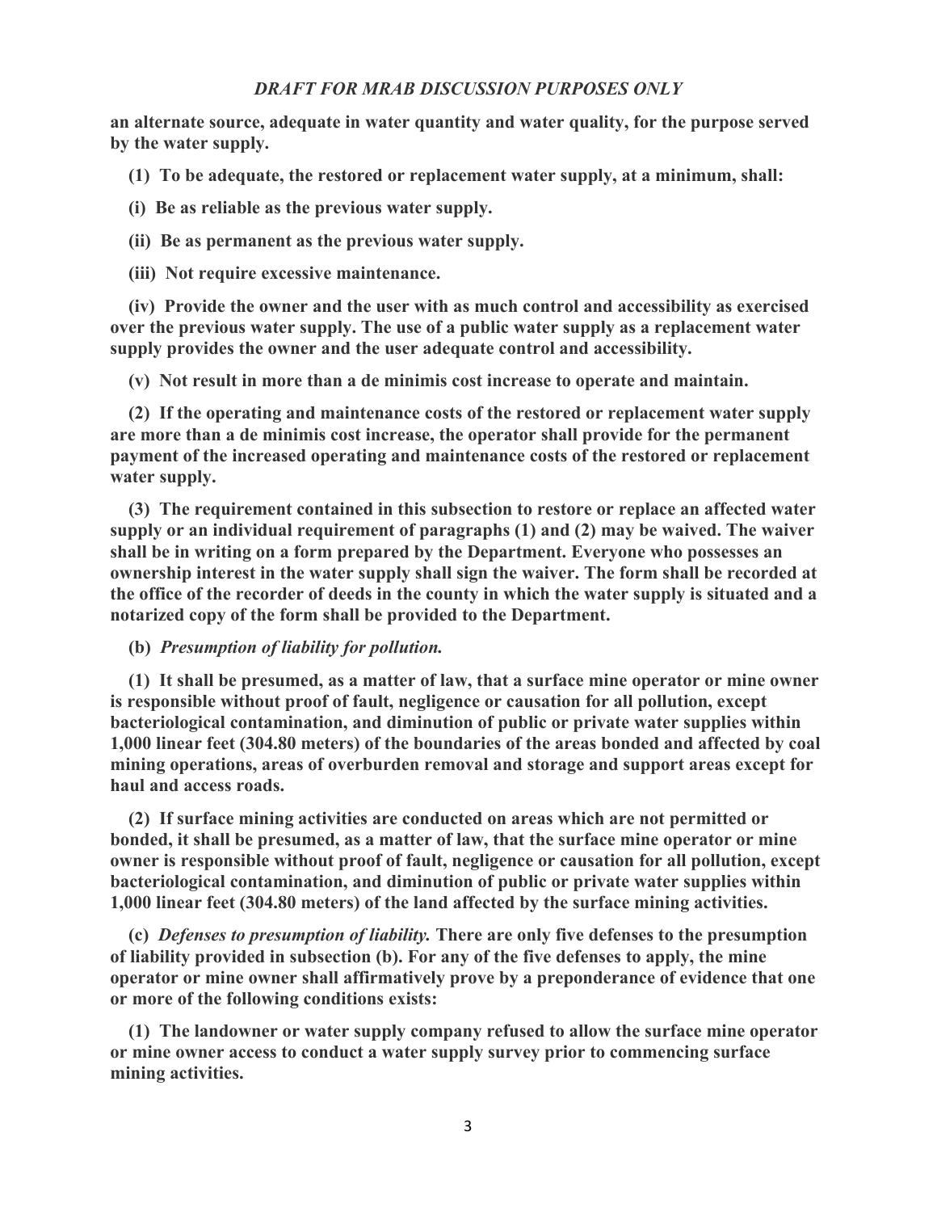**an alternate source, adequate in water quantity and water quality, for the purpose served by the water supply.**

**(1) To be adequate, the restored or replacement water supply, at a minimum, shall:**

**(i) Be as reliable as the previous water supply.**

**(ii) Be as permanent as the previous water supply.**

**(iii) Not require excessive maintenance.**

**(iv) Provide the owner and the user with as much control and accessibility as exercised over the previous water supply. The use of a public water supply as a replacement water supply provides the owner and the user adequate control and accessibility.**

**(v) Not result in more than a de minimis cost increase to operate and maintain.**

**(2) If the operating and maintenance costs of the restored or replacement water supply are more than a de minimis cost increase, the operator shall provide for the permanent payment of the increased operating and maintenance costs of the restored or replacement water supply.**

**(3) The requirement contained in this subsection to restore or replace an affected water supply or an individual requirement of paragraphs (1) and (2) may be waived. The waiver shall be in writing on a form prepared by the Department. Everyone who possesses an ownership interest in the water supply shall sign the waiver. The form shall be recorded at the office of the recorder of deeds in the county in which the water supply is situated and a notarized copy of the form shall be provided to the Department.**

**(b)** ***Presumption of liability for pollution.***

**(1) It shall be presumed, as a matter of law, that a surface mine operator or mine owner is responsible without proof of fault, negligence or causation for all pollution, except bacteriological contamination, and diminution of public or private water supplies within 1,000 linear feet (304.80 meters) of the boundaries of the areas bonded and affected by coal mining operations, areas of overburden removal and storage and support areas except for haul and access roads.**

**(2) If surface mining activities are conducted on areas which are not permitted or bonded, it shall be presumed, as a matter of law, that the surface mine operator or mine owner is responsible without proof of fault, negligence or causation for all pollution, except bacteriological contamination, and diminution of public or private water supplies within 1,000 linear feet (304.80 meters) of the land affected by the surface mining activities.**

**(c)** ***Defenses to presumption of liability.*** **There are only five defenses to the presumption of liability provided in subsection (b). For any of the five defenses to apply, the mine operator or mine owner shall affirmatively prove by a preponderance of evidence that one or more of the following conditions exists:**

**(1) The landowner or water supply company refused to allow the surface mine operator or mine owner access to conduct a water supply survey prior to commencing surface mining activities.**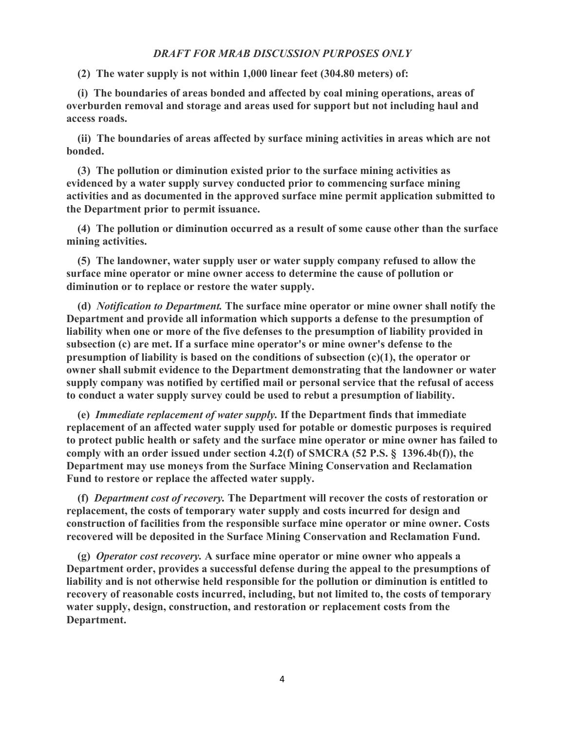**(2) The water supply is not within 1,000 linear feet (304.80 meters) of:**

**(i) The boundaries of areas bonded and affected by coal mining operations, areas of overburden removal and storage and areas used for support but not including haul and access roads.**

**(ii) The boundaries of areas affected by surface mining activities in areas which are not bonded.**

**(3) The pollution or diminution existed prior to the surface mining activities as evidenced by a water supply survey conducted prior to commencing surface mining activities and as documented in the approved surface mine permit application submitted to the Department prior to permit issuance.**

**(4) The pollution or diminution occurred as a result of some cause other than the surface mining activities.**

**(5) The landowner, water supply user or water supply company refused to allow the surface mine operator or mine owner access to determine the cause of pollution or diminution or to replace or restore the water supply.**

**(d)** ***Notification to Department.*** **The surface mine operator or mine owner shall notify the Department and provide all information which supports a defense to the presumption of liability when one or more of the five defenses to the presumption of liability provided in subsection (c) are met. If a surface mine operator's or mine owner's defense to the presumption of liability is based on the conditions of subsection (c)(1), the operator or owner shall submit evidence to the Department demonstrating that the landowner or water supply company was notified by certified mail or personal service that the refusal of access to conduct a water supply survey could be used to rebut a presumption of liability.**

**(e)** ***Immediate replacement of water supply.*** **If the Department finds that immediate replacement of an affected water supply used for potable or domestic purposes is required to protect public health or safety and the surface mine operator or mine owner has failed to comply with an order issued under section 4.2(f) of SMCRA (52 P.S. § 1396.4b(f)), the Department may use moneys from the Surface Mining Conservation and Reclamation Fund to restore or replace the affected water supply.**

**(f)** ***Department cost of recovery.*** **The Department will recover the costs of restoration or replacement, the costs of temporary water supply and costs incurred for design and construction of facilities from the responsible surface mine operator or mine owner. Costs recovered will be deposited in the Surface Mining Conservation and Reclamation Fund.**

**(g)** ***Operator cost recovery.*** **A surface mine operator or mine owner who appeals a Department order, provides a successful defense during the appeal to the presumptions of liability and is not otherwise held responsible for the pollution or diminution is entitled to recovery of reasonable costs incurred, including, but not limited to, the costs of temporary water supply, design, construction, and restoration or replacement costs from the Department.**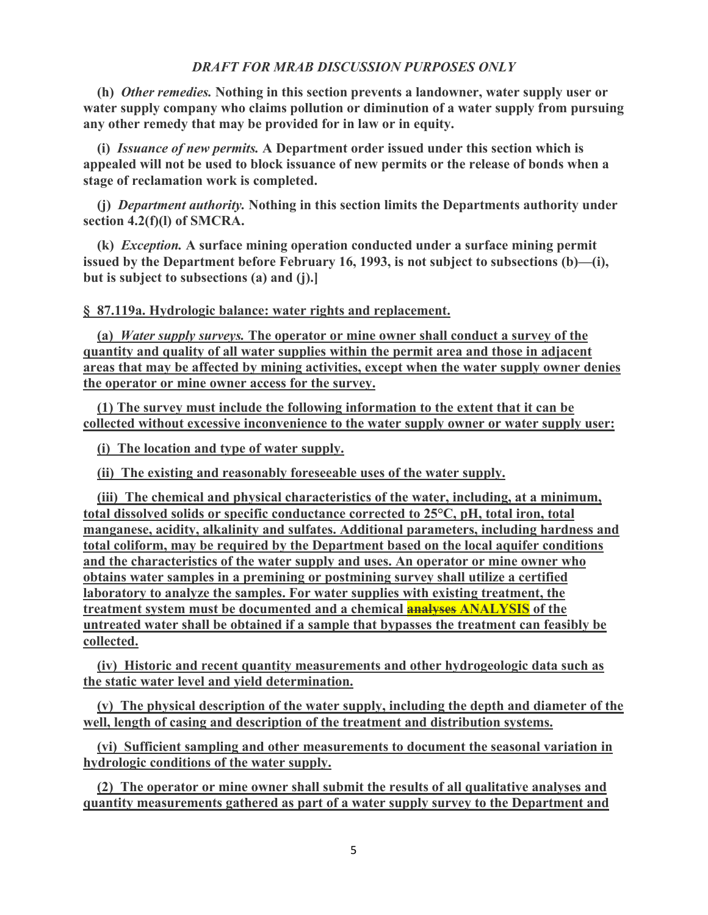*DRAFT FOR MRAB DISCUSSION PURPOSES ONLY*

**(h)** ***Other remedies.*** **Nothing in this section prevents a landowner, water supply user or water supply company who claims pollution or diminution of a water supply from pursuing any other remedy that may be provided for in law or in equity.**

**(i)** ***Issuance of new permits.*** **A Department order issued under this section which is appealed will not be used to block issuance of new permits or the release of bonds when a stage of reclamation work is completed.**

**(j)** ***Department authority.*** **Nothing in this section limits the Departments authority under section 4.2(f)(l) of SMCRA.**

**(k)** ***Exception.*** **A surface mining operation conducted under a surface mining permit issued by the Department before February 16, 1993, is not subject to subsections (b)—(i), but is subject to subsections (a) and (j).]**

<u>**§ 87.119a. Hydrologic balance: water rights and replacement.**</u>

<u>**(a)** ***Water supply surveys.*** **The operator or mine owner shall conduct a survey of the quantity and quality of all water supplies within the permit area and those in adjacent areas that may be affected by mining activities, except when the water supply owner denies the operator or mine owner access for the survey.**</u>

<u>**(1) The survey must include the following information to the extent that it can be collected without excessive inconvenience to the water supply owner or water supply user:**</u>

<u>**(i) The location and type of water supply.**</u>

<u>**(ii) The existing and reasonably foreseeable uses of the water supply.**</u>

<u>**(iii) The chemical and physical characteristics of the water, including, at a minimum, total dissolved solids or specific conductance corrected to 25°C, pH, total iron, total manganese, acidity, alkalinity and sulfates. Additional parameters, including hardness and total coliform, may be required by the Department based on the local aquifer conditions and the characteristics of the water supply and uses. An operator or mine owner who obtains water samples in a premining or postmining survey shall utilize a certified laboratory to analyze the samples. For water supplies with existing treatment, the treatment system must be documented and a chemical ~~analyses~~ ANALYSIS of the untreated water shall be obtained if a sample that bypasses the treatment can feasibly be collected.**</u>

<u>**(iv) Historic and recent quantity measurements and other hydrogeologic data such as the static water level and yield determination.**</u>

<u>**(v) The physical description of the water supply, including the depth and diameter of the well, length of casing and description of the treatment and distribution systems.**</u>

<u>**(vi) Sufficient sampling and other measurements to document the seasonal variation in hydrologic conditions of the water supply.**</u>

<u>**(2) The operator or mine owner shall submit the results of all qualitative analyses and quantity measurements gathered as part of a water supply survey to the Department and**</u>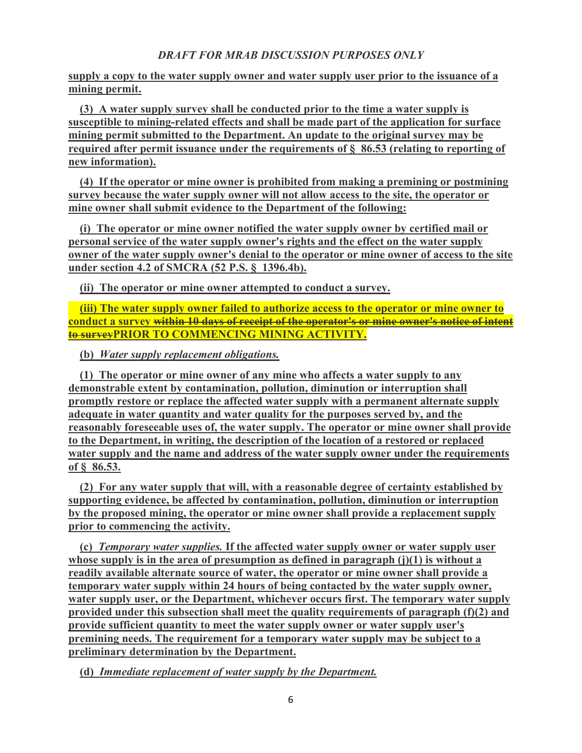**supply a copy to the water supply owner and water supply user prior to the issuance of a mining permit.**

**(3) A water supply survey shall be conducted prior to the time a water supply is susceptible to mining-related effects and shall be made part of the application for surface mining permit submitted to the Department. An update to the original survey may be required after permit issuance under the requirements of § 86.53 (relating to reporting of new information).**

**(4) If the operator or mine owner is prohibited from making a premining or postmining survey because the water supply owner will not allow access to the site, the operator or mine owner shall submit evidence to the Department of the following:**

**(i) The operator or mine owner notified the water supply owner by certified mail or personal service of the water supply owner's rights and the effect on the water supply owner of the water supply owner's denial to the operator or mine owner of access to the site under section 4.2 of SMCRA (52 P.S. § 1396.4b).**

**(ii) The operator or mine owner attempted to conduct a survey.**

**(iii) The water supply owner failed to authorize access to the operator or mine owner to conduct a survey ~~within 10 days of receipt of the operator's or mine owner's notice of intent to survey~~PRIOR TO COMMENCING MINING ACTIVITY.**

**(b)** ***Water supply replacement obligations.***

**(1) The operator or mine owner of any mine who affects a water supply to any demonstrable extent by contamination, pollution, diminution or interruption shall promptly restore or replace the affected water supply with a permanent alternate supply adequate in water quantity and water quality for the purposes served by, and the reasonably foreseeable uses of, the water supply. The operator or mine owner shall provide to the Department, in writing, the description of the location of a restored or replaced water supply and the name and address of the water supply owner under the requirements of § 86.53.**

**(2) For any water supply that will, with a reasonable degree of certainty established by supporting evidence, be affected by contamination, pollution, diminution or interruption by the proposed mining, the operator or mine owner shall provide a replacement supply prior to commencing the activity.**

**(c)** ***Temporary water supplies.*** **If the affected water supply owner or water supply user whose supply is in the area of presumption as defined in paragraph (j)(1) is without a readily available alternate source of water, the operator or mine owner shall provide a temporary water supply within 24 hours of being contacted by the water supply owner, water supply user, or the Department, whichever occurs first. The temporary water supply provided under this subsection shall meet the quality requirements of paragraph (f)(2) and provide sufficient quantity to meet the water supply owner or water supply user's premining needs. The requirement for a temporary water supply may be subject to a preliminary determination by the Department.**

**(d)** ***Immediate replacement of water supply by the Department.***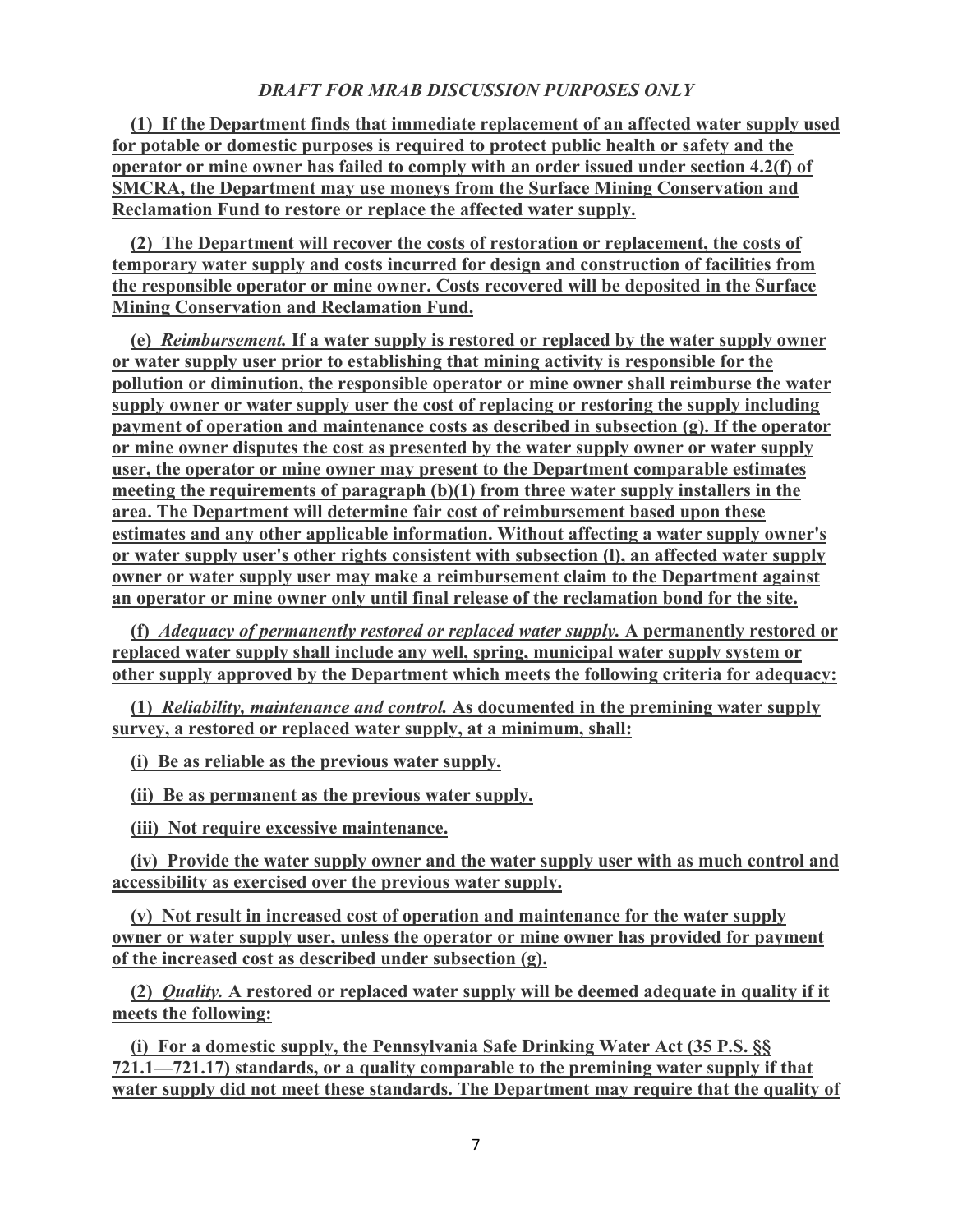*DRAFT FOR MRAB DISCUSSION PURPOSES ONLY*

**(1) If the Department finds that immediate replacement of an affected water supply used for potable or domestic purposes is required to protect public health or safety and the operator or mine owner has failed to comply with an order issued under section 4.2(f) of SMCRA, the Department may use moneys from the Surface Mining Conservation and Reclamation Fund to restore or replace the affected water supply.**

**(2) The Department will recover the costs of restoration or replacement, the costs of temporary water supply and costs incurred for design and construction of facilities from the responsible operator or mine owner. Costs recovered will be deposited in the Surface Mining Conservation and Reclamation Fund.**

**(e) *Reimbursement.* If a water supply is restored or replaced by the water supply owner or water supply user prior to establishing that mining activity is responsible for the pollution or diminution, the responsible operator or mine owner shall reimburse the water supply owner or water supply user the cost of replacing or restoring the supply including payment of operation and maintenance costs as described in subsection (g). If the operator or mine owner disputes the cost as presented by the water supply owner or water supply user, the operator or mine owner may present to the Department comparable estimates meeting the requirements of paragraph (b)(1) from three water supply installers in the area. The Department will determine fair cost of reimbursement based upon these estimates and any other applicable information. Without affecting a water supply owner's or water supply user's other rights consistent with subsection (l), an affected water supply owner or water supply user may make a reimbursement claim to the Department against an operator or mine owner only until final release of the reclamation bond for the site.**

**(f) *Adequacy of permanently restored or replaced water supply.* A permanently restored or replaced water supply shall include any well, spring, municipal water supply system or other supply approved by the Department which meets the following criteria for adequacy:**

**(1) *Reliability, maintenance and control.* As documented in the premining water supply survey, a restored or replaced water supply, at a minimum, shall:**

**(i) Be as reliable as the previous water supply.**

**(ii) Be as permanent as the previous water supply.**

**(iii) Not require excessive maintenance.**

**(iv) Provide the water supply owner and the water supply user with as much control and accessibility as exercised over the previous water supply.**

**(v) Not result in increased cost of operation and maintenance for the water supply owner or water supply user, unless the operator or mine owner has provided for payment of the increased cost as described under subsection (g).**

**(2) *Quality.* A restored or replaced water supply will be deemed adequate in quality if it meets the following:**

**(i) For a domestic supply, the Pennsylvania Safe Drinking Water Act (35 P.S. §§ 721.1—721.17) standards, or a quality comparable to the premining water supply if that water supply did not meet these standards. The Department may require that the quality of**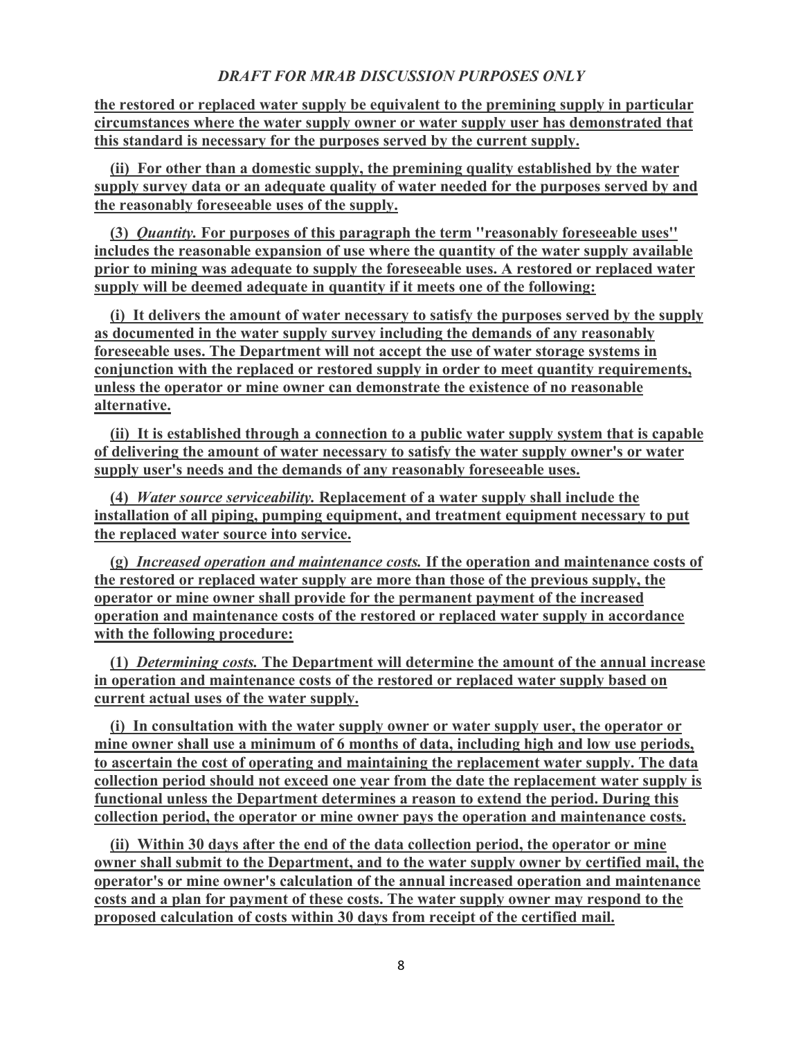**the restored or replaced water supply be equivalent to the premining supply in particular circumstances where the water supply owner or water supply user has demonstrated that this standard is necessary for the purposes served by the current supply.**

**(ii) For other than a domestic supply, the premining quality established by the water supply survey data or an adequate quality of water needed for the purposes served by and the reasonably foreseeable uses of the supply.**

**(3)** ***Quantity.*** **For purposes of this paragraph the term "reasonably foreseeable uses" includes the reasonable expansion of use where the quantity of the water supply available prior to mining was adequate to supply the foreseeable uses. A restored or replaced water supply will be deemed adequate in quantity if it meets one of the following:**

**(i) It delivers the amount of water necessary to satisfy the purposes served by the supply as documented in the water supply survey including the demands of any reasonably foreseeable uses. The Department will not accept the use of water storage systems in conjunction with the replaced or restored supply in order to meet quantity requirements, unless the operator or mine owner can demonstrate the existence of no reasonable alternative.**

**(ii) It is established through a connection to a public water supply system that is capable of delivering the amount of water necessary to satisfy the water supply owner's or water supply user's needs and the demands of any reasonably foreseeable uses.**

**(4)** ***Water source serviceability.*** **Replacement of a water supply shall include the installation of all piping, pumping equipment, and treatment equipment necessary to put the replaced water source into service.**

**(g)** ***Increased operation and maintenance costs.*** **If the operation and maintenance costs of the restored or replaced water supply are more than those of the previous supply, the operator or mine owner shall provide for the permanent payment of the increased operation and maintenance costs of the restored or replaced water supply in accordance with the following procedure:**

**(1)** ***Determining costs.*** **The Department will determine the amount of the annual increase in operation and maintenance costs of the restored or replaced water supply based on current actual uses of the water supply.**

**(i) In consultation with the water supply owner or water supply user, the operator or mine owner shall use a minimum of 6 months of data, including high and low use periods, to ascertain the cost of operating and maintaining the replacement water supply. The data collection period should not exceed one year from the date the replacement water supply is functional unless the Department determines a reason to extend the period. During this collection period, the operator or mine owner pays the operation and maintenance costs.**

**(ii) Within 30 days after the end of the data collection period, the operator or mine owner shall submit to the Department, and to the water supply owner by certified mail, the operator's or mine owner's calculation of the annual increased operation and maintenance costs and a plan for payment of these costs. The water supply owner may respond to the proposed calculation of costs within 30 days from receipt of the certified mail.**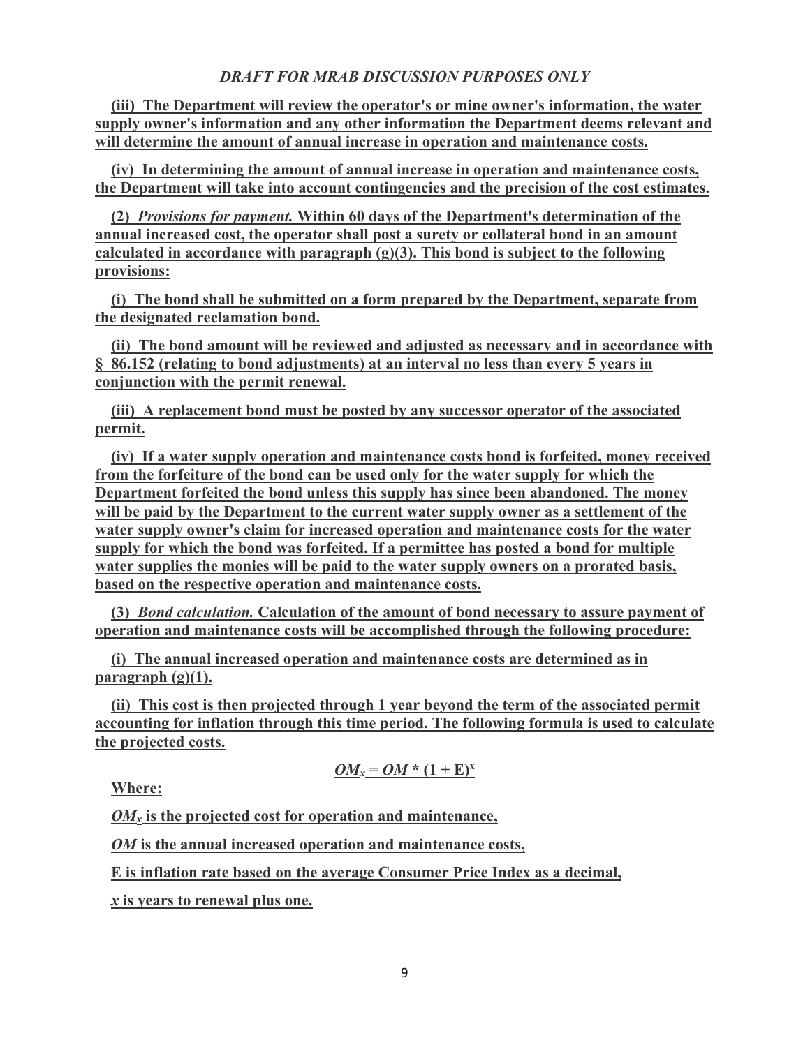*DRAFT FOR MRAB DISCUSSION PURPOSES ONLY*

**(iii) The Department will review the operator's or mine owner's information, the water supply owner's information and any other information the Department deems relevant and will determine the amount of annual increase in operation and maintenance costs.**

**(iv) In determining the amount of annual increase in operation and maintenance costs, the Department will take into account contingencies and the precision of the cost estimates.**

**(2) *Provisions for payment.* Within 60 days of the Department's determination of the annual increased cost, the operator shall post a surety or collateral bond in an amount calculated in accordance with paragraph (g)(3). This bond is subject to the following provisions:**

**(i) The bond shall be submitted on a form prepared by the Department, separate from the designated reclamation bond.**

**(ii) The bond amount will be reviewed and adjusted as necessary and in accordance with § 86.152 (relating to bond adjustments) at an interval no less than every 5 years in conjunction with the permit renewal.**

**(iii) A replacement bond must be posted by any successor operator of the associated permit.**

**(iv) If a water supply operation and maintenance costs bond is forfeited, money received from the forfeiture of the bond can be used only for the water supply for which the Department forfeited the bond unless this supply has since been abandoned. The money will be paid by the Department to the current water supply owner as a settlement of the water supply owner's claim for increased operation and maintenance costs for the water supply for which the bond was forfeited. If a permittee has posted a bond for multiple water supplies the monies will be paid to the water supply owners on a prorated basis, based on the respective operation and maintenance costs.**

**(3) *Bond calculation.* Calculation of the amount of bond necessary to assure payment of operation and maintenance costs will be accomplished through the following procedure:**

**(i) The annual increased operation and maintenance costs are determined as in paragraph (g)(1).**

**(ii) This cost is then projected through 1 year beyond the term of the associated permit accounting for inflation through this time period. The following formula is used to calculate the projected costs.**

$$OM_x = OM * (1 + E)^x$$

**Where:**

**$OM_x$ is the projected cost for operation and maintenance,**

**$OM$ is the annual increased operation and maintenance costs,**

**E is inflation rate based on the average Consumer Price Index as a decimal,**

**$x$ is years to renewal plus one.**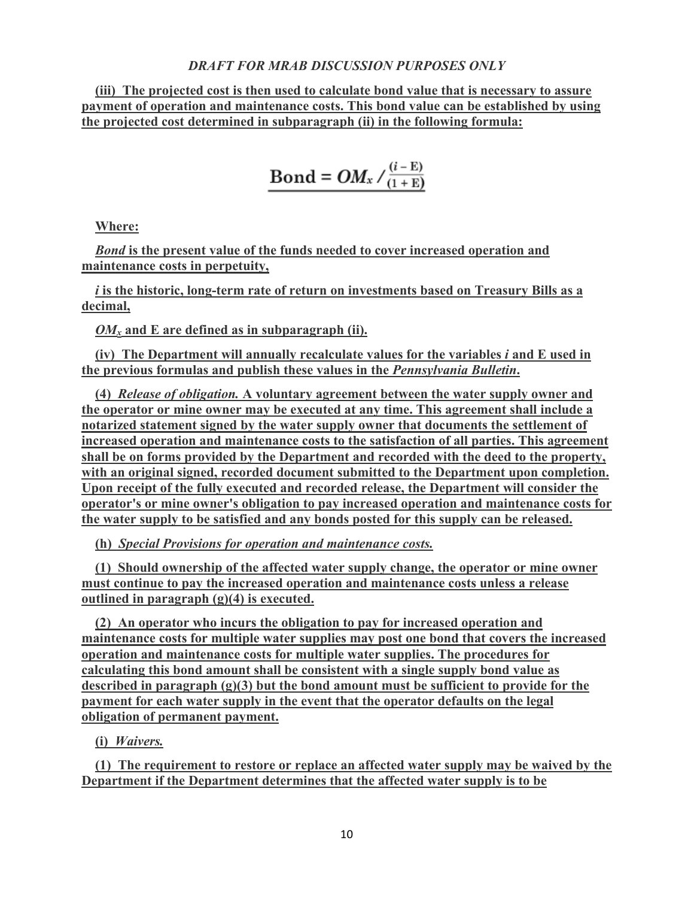*DRAFT FOR MRAB DISCUSSION PURPOSES ONLY*

**(iii) The projected cost is then used to calculate bond value that is necessary to assure payment of operation and maintenance costs. This bond value can be established by using the projected cost determined in subparagraph (ii) in the following formula:**

$$\text{Bond} = OM_x \Big/ \frac{(i - \text{E})}{(1 + \text{E})}$$

**Where:**

***Bond* is the present value of the funds needed to cover increased operation and maintenance costs in perpetuity,**

***i* is the historic, long-term rate of return on investments based on Treasury Bills as a decimal,**

**$OM_x$ and E are defined as in subparagraph (ii).**

**(iv) The Department will annually recalculate values for the variables *i* and E used in the previous formulas and publish these values in the *Pennsylvania Bulletin*.**

**(4) *Release of obligation.* A voluntary agreement between the water supply owner and the operator or mine owner may be executed at any time. This agreement shall include a notarized statement signed by the water supply owner that documents the settlement of increased operation and maintenance costs to the satisfaction of all parties. This agreement shall be on forms provided by the Department and recorded with the deed to the property, with an original signed, recorded document submitted to the Department upon completion. Upon receipt of the fully executed and recorded release, the Department will consider the operator's or mine owner's obligation to pay increased operation and maintenance costs for the water supply to be satisfied and any bonds posted for this supply can be released.**

**(h) *Special Provisions for operation and maintenance costs.***

**(1) Should ownership of the affected water supply change, the operator or mine owner must continue to pay the increased operation and maintenance costs unless a release outlined in paragraph (g)(4) is executed.**

**(2) An operator who incurs the obligation to pay for increased operation and maintenance costs for multiple water supplies may post one bond that covers the increased operation and maintenance costs for multiple water supplies. The procedures for calculating this bond amount shall be consistent with a single supply bond value as described in paragraph (g)(3) but the bond amount must be sufficient to provide for the payment for each water supply in the event that the operator defaults on the legal obligation of permanent payment.**

**(i) *Waivers.***

**(1) The requirement to restore or replace an affected water supply may be waived by the Department if the Department determines that the affected water supply is to be**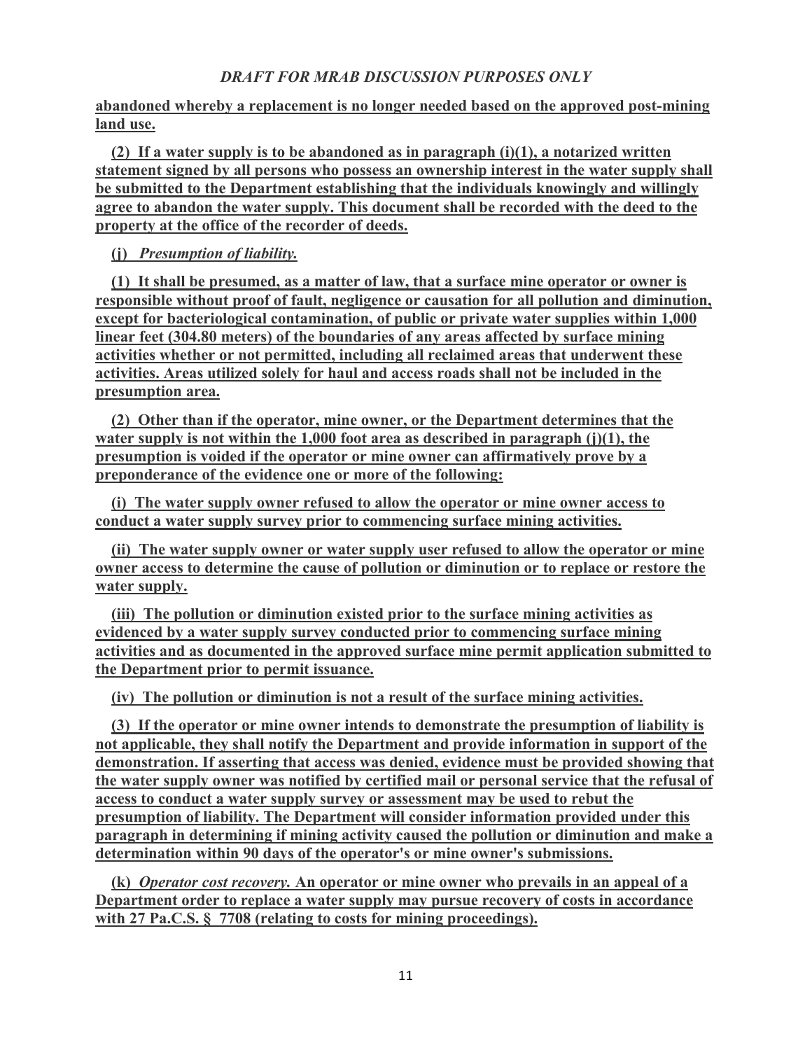**abandoned whereby a replacement is no longer needed based on the approved post-mining land use.**

**(2) If a water supply is to be abandoned as in paragraph (i)(1), a notarized written statement signed by all persons who possess an ownership interest in the water supply shall be submitted to the Department establishing that the individuals knowingly and willingly agree to abandon the water supply. This document shall be recorded with the deed to the property at the office of the recorder of deeds.**

**(j)** ***Presumption of liability.***

**(1) It shall be presumed, as a matter of law, that a surface mine operator or owner is responsible without proof of fault, negligence or causation for all pollution and diminution, except for bacteriological contamination, of public or private water supplies within 1,000 linear feet (304.80 meters) of the boundaries of any areas affected by surface mining activities whether or not permitted, including all reclaimed areas that underwent these activities. Areas utilized solely for haul and access roads shall not be included in the presumption area.**

**(2) Other than if the operator, mine owner, or the Department determines that the water supply is not within the 1,000 foot area as described in paragraph (j)(1), the presumption is voided if the operator or mine owner can affirmatively prove by a preponderance of the evidence one or more of the following:**

**(i) The water supply owner refused to allow the operator or mine owner access to conduct a water supply survey prior to commencing surface mining activities.**

**(ii) The water supply owner or water supply user refused to allow the operator or mine owner access to determine the cause of pollution or diminution or to replace or restore the water supply.**

**(iii) The pollution or diminution existed prior to the surface mining activities as evidenced by a water supply survey conducted prior to commencing surface mining activities and as documented in the approved surface mine permit application submitted to the Department prior to permit issuance.**

**(iv) The pollution or diminution is not a result of the surface mining activities.**

**(3) If the operator or mine owner intends to demonstrate the presumption of liability is not applicable, they shall notify the Department and provide information in support of the demonstration. If asserting that access was denied, evidence must be provided showing that the water supply owner was notified by certified mail or personal service that the refusal of access to conduct a water supply survey or assessment may be used to rebut the presumption of liability. The Department will consider information provided under this paragraph in determining if mining activity caused the pollution or diminution and make a determination within 90 days of the operator's or mine owner's submissions.**

**(k)** ***Operator cost recovery.*** **An operator or mine owner who prevails in an appeal of a Department order to replace a water supply may pursue recovery of costs in accordance with 27 Pa.C.S. § 7708 (relating to costs for mining proceedings).**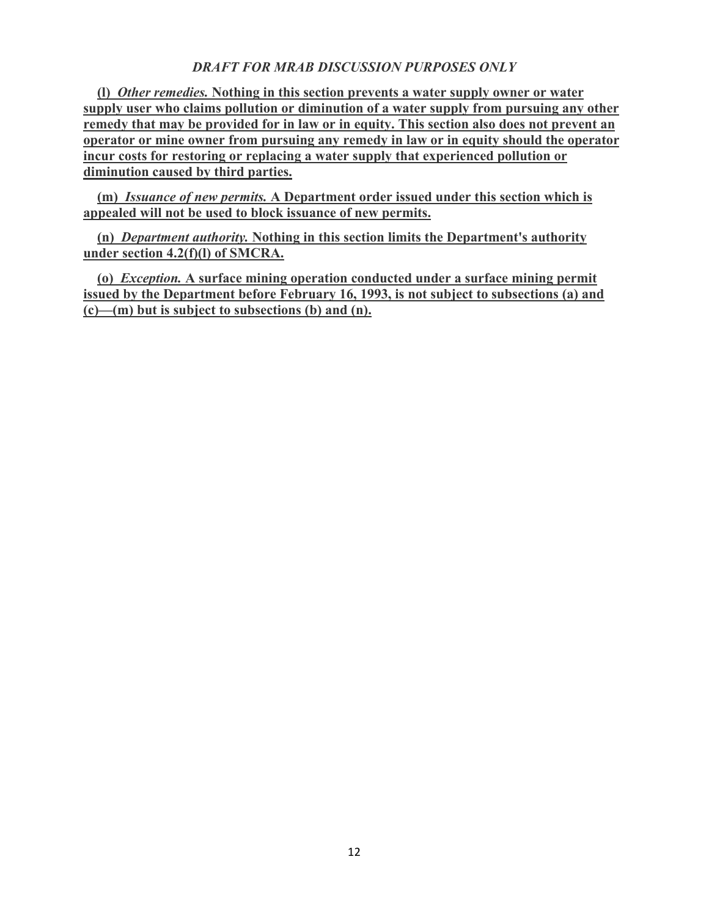*DRAFT FOR MRAB DISCUSSION PURPOSES ONLY*

**(l) *Other remedies.* Nothing in this section prevents a water supply owner or water supply user who claims pollution or diminution of a water supply from pursuing any other remedy that may be provided for in law or in equity. This section also does not prevent an operator or mine owner from pursuing any remedy in law or in equity should the operator incur costs for restoring or replacing a water supply that experienced pollution or diminution caused by third parties.**

**(m) *Issuance of new permits.* A Department order issued under this section which is appealed will not be used to block issuance of new permits.**

**(n) *Department authority.* Nothing in this section limits the Department's authority under section 4.2(f)(l) of SMCRA.**

**(o) *Exception.* A surface mining operation conducted under a surface mining permit issued by the Department before February 16, 1993, is not subject to subsections (a) and (c)—(m) but is subject to subsections (b) and (n).**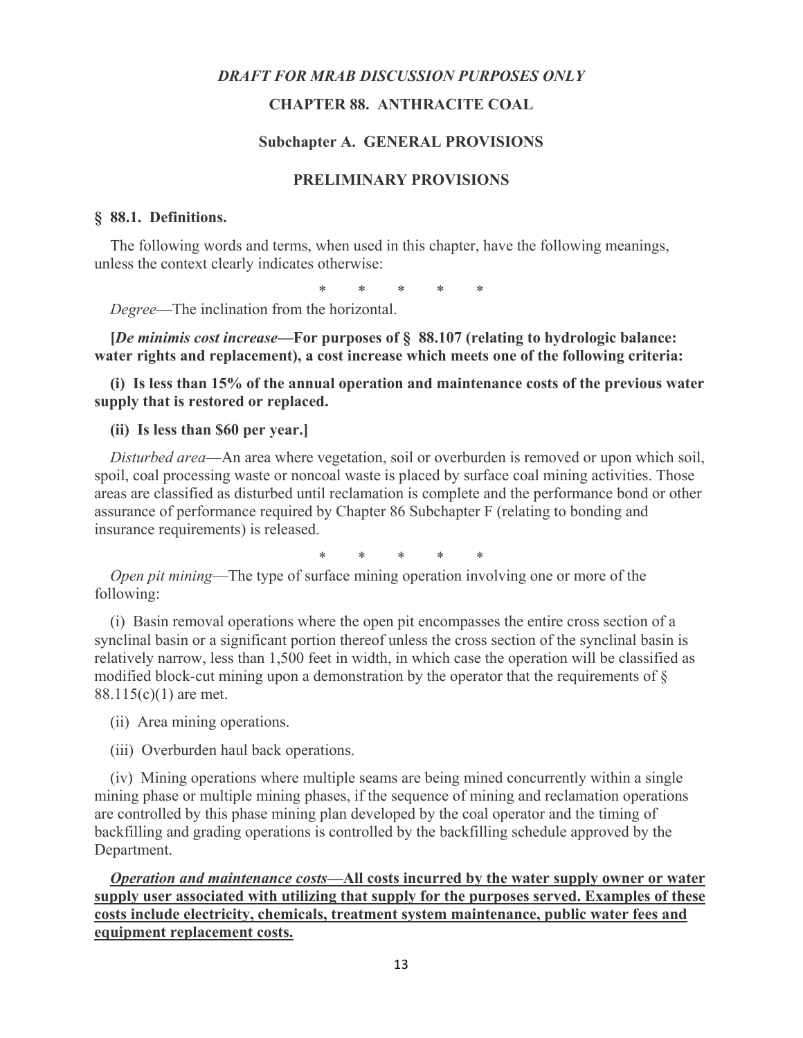*DRAFT FOR MRAB DISCUSSION PURPOSES ONLY*

**CHAPTER 88. ANTHRACITE COAL**

**Subchapter A. GENERAL PROVISIONS**

**PRELIMINARY PROVISIONS**

**§ 88.1. Definitions.**

The following words and terms, when used in this chapter, have the following meanings, unless the context clearly indicates otherwise:

\* \* \* \* \*

*Degree*—The inclination from the horizontal.

**[*De minimis cost increase*—For purposes of § 88.107 (relating to hydrologic balance: water rights and replacement), a cost increase which meets one of the following criteria:**

**(i) Is less than 15% of the annual operation and maintenance costs of the previous water supply that is restored or replaced.**

**(ii) Is less than $60 per year.]**

*Disturbed area*—An area where vegetation, soil or overburden is removed or upon which soil, spoil, coal processing waste or noncoal waste is placed by surface coal mining activities. Those areas are classified as disturbed until reclamation is complete and the performance bond or other assurance of performance required by Chapter 86 Subchapter F (relating to bonding and insurance requirements) is released.

\* \* \* \* \*

*Open pit mining*—The type of surface mining operation involving one or more of the following:

(i) Basin removal operations where the open pit encompasses the entire cross section of a synclinal basin or a significant portion thereof unless the cross section of the synclinal basin is relatively narrow, less than 1,500 feet in width, in which case the operation will be classified as modified block-cut mining upon a demonstration by the operator that the requirements of § 88.115(c)(1) are met.

(ii) Area mining operations.

(iii) Overburden haul back operations.

(iv) Mining operations where multiple seams are being mined concurrently within a single mining phase or multiple mining phases, if the sequence of mining and reclamation operations are controlled by this phase mining plan developed by the coal operator and the timing of backfilling and grading operations is controlled by the backfilling schedule approved by the Department.

<u>***Operation and maintenance costs*—All costs incurred by the water supply owner or water supply user associated with utilizing that supply for the purposes served. Examples of these costs include electricity, chemicals, treatment system maintenance, public water fees and equipment replacement costs.**</u>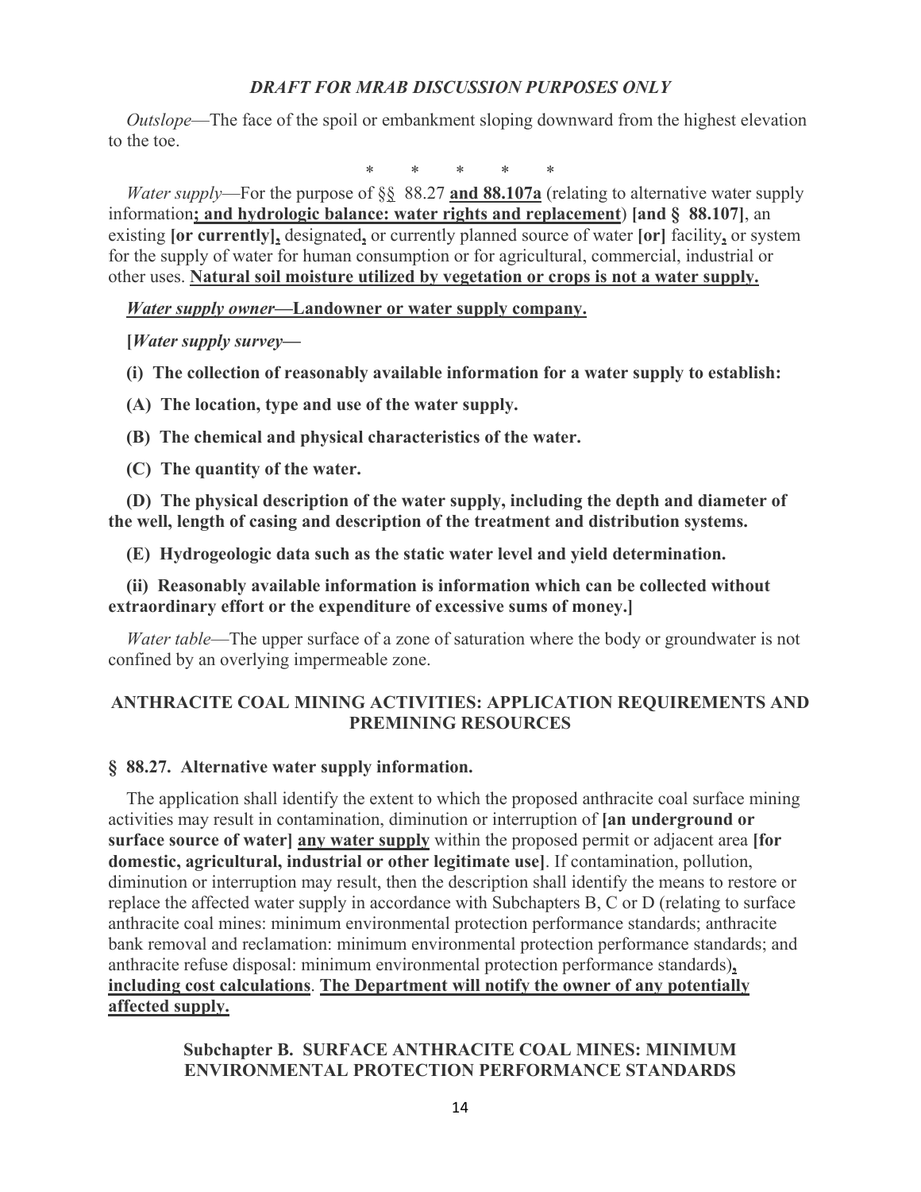*Outslope*—The face of the spoil or embankment sloping downward from the highest elevation to the toe.

\*  \*  \*  \*  \*

*Water supply*—For the purpose of §§ 88.27 <u>**and 88.107a**</u> (relating to alternative water supply information<u>**; and hydrologic balance: water rights and replacement**</u>) **[and § 88.107]**, an existing **[or currently]<u>,</u>** designated<u>**,**</u> or currently planned source of water **[or]** facility<u>**,**</u> or system for the supply of water for human consumption or for agricultural, commercial, industrial or other uses. <u>**Natural soil moisture utilized by vegetation or crops is not a water supply.**</u>

<u>***Water supply owner*—Landowner or water supply company.**</u>

**[*Water supply survey*—**

**(i) The collection of reasonably available information for a water supply to establish:**

**(A) The location, type and use of the water supply.**

**(B) The chemical and physical characteristics of the water.**

**(C) The quantity of the water.**

**(D) The physical description of the water supply, including the depth and diameter of the well, length of casing and description of the treatment and distribution systems.**

**(E) Hydrogeologic data such as the static water level and yield determination.**

**(ii) Reasonably available information is information which can be collected without extraordinary effort or the expenditure of excessive sums of money.]**

*Water table*—The upper surface of a zone of saturation where the body or groundwater is not confined by an overlying impermeable zone.

## ANTHRACITE COAL MINING ACTIVITIES: APPLICATION REQUIREMENTS AND PREMINING RESOURCES

### § 88.27. Alternative water supply information.

The application shall identify the extent to which the proposed anthracite coal surface mining activities may result in contamination, diminution or interruption of **[an underground or surface source of water]** <u>**any water supply**</u> within the proposed permit or adjacent area **[for domestic, agricultural, industrial or other legitimate use]**. If contamination, pollution, diminution or interruption may result, then the description shall identify the means to restore or replace the affected water supply in accordance with Subchapters B, C or D (relating to surface anthracite coal mines: minimum environmental protection performance standards; anthracite bank removal and reclamation: minimum environmental protection performance standards; and anthracite refuse disposal: minimum environmental protection performance standards)<u>**, including cost calculations**</u>. <u>**The Department will notify the owner of any potentially affected supply.**</u>

## Subchapter B. SURFACE ANTHRACITE COAL MINES: MINIMUM ENVIRONMENTAL PROTECTION PERFORMANCE STANDARDS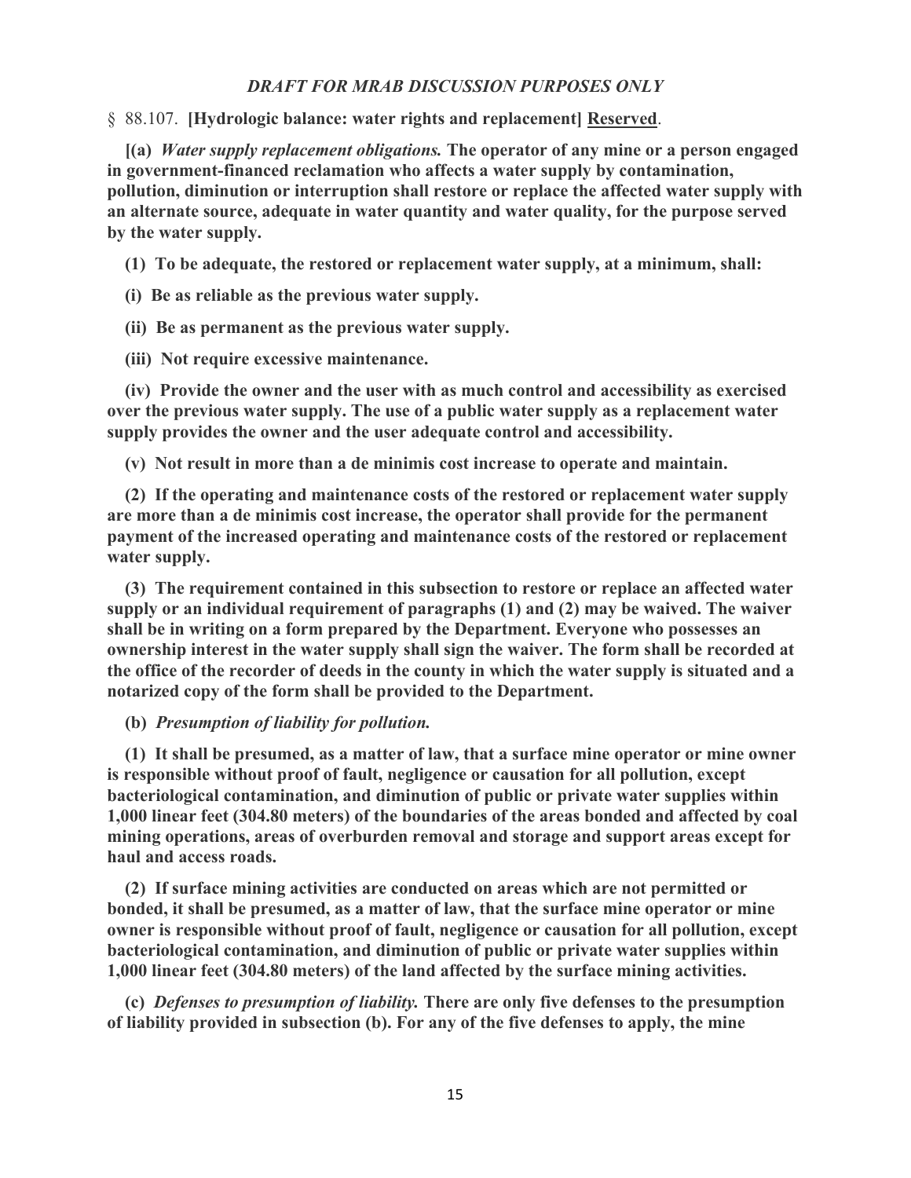*DRAFT FOR MRAB DISCUSSION PURPOSES ONLY*

§ 88.107. **[Hydrologic balance: water rights and replacement]** Reserved.

**[(a)** ***Water supply replacement obligations.*** **The operator of any mine or a person engaged in government-financed reclamation who affects a water supply by contamination, pollution, diminution or interruption shall restore or replace the affected water supply with an alternate source, adequate in water quantity and water quality, for the purpose served by the water supply.**

**(1) To be adequate, the restored or replacement water supply, at a minimum, shall:**

**(i) Be as reliable as the previous water supply.**

**(ii) Be as permanent as the previous water supply.**

**(iii) Not require excessive maintenance.**

**(iv) Provide the owner and the user with as much control and accessibility as exercised over the previous water supply. The use of a public water supply as a replacement water supply provides the owner and the user adequate control and accessibility.**

**(v) Not result in more than a de minimis cost increase to operate and maintain.**

**(2) If the operating and maintenance costs of the restored or replacement water supply are more than a de minimis cost increase, the operator shall provide for the permanent payment of the increased operating and maintenance costs of the restored or replacement water supply.**

**(3) The requirement contained in this subsection to restore or replace an affected water supply or an individual requirement of paragraphs (1) and (2) may be waived. The waiver shall be in writing on a form prepared by the Department. Everyone who possesses an ownership interest in the water supply shall sign the waiver. The form shall be recorded at the office of the recorder of deeds in the county in which the water supply is situated and a notarized copy of the form shall be provided to the Department.**

**(b)** ***Presumption of liability for pollution.***

**(1) It shall be presumed, as a matter of law, that a surface mine operator or mine owner is responsible without proof of fault, negligence or causation for all pollution, except bacteriological contamination, and diminution of public or private water supplies within 1,000 linear feet (304.80 meters) of the boundaries of the areas bonded and affected by coal mining operations, areas of overburden removal and storage and support areas except for haul and access roads.**

**(2) If surface mining activities are conducted on areas which are not permitted or bonded, it shall be presumed, as a matter of law, that the surface mine operator or mine owner is responsible without proof of fault, negligence or causation for all pollution, except bacteriological contamination, and diminution of public or private water supplies within 1,000 linear feet (304.80 meters) of the land affected by the surface mining activities.**

**(c)** ***Defenses to presumption of liability.*** **There are only five defenses to the presumption of liability provided in subsection (b). For any of the five defenses to apply, the mine**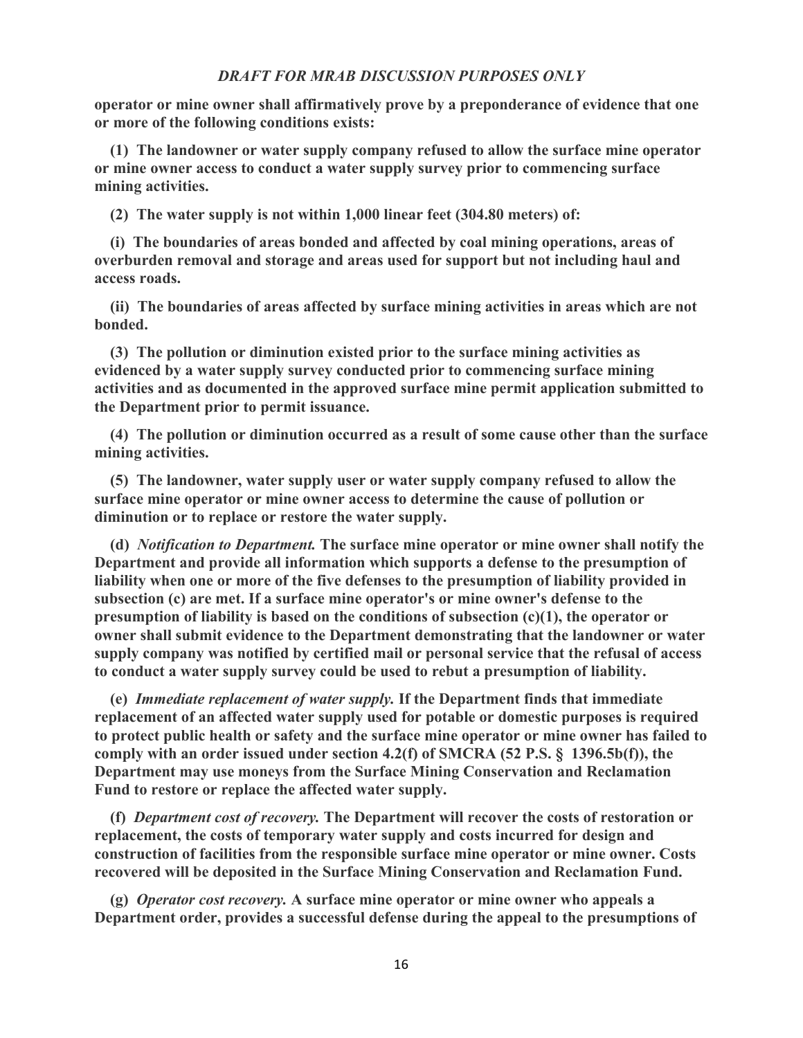**operator or mine owner shall affirmatively prove by a preponderance of evidence that one or more of the following conditions exists:**

**(1) The landowner or water supply company refused to allow the surface mine operator or mine owner access to conduct a water supply survey prior to commencing surface mining activities.**

**(2) The water supply is not within 1,000 linear feet (304.80 meters) of:**

**(i) The boundaries of areas bonded and affected by coal mining operations, areas of overburden removal and storage and areas used for support but not including haul and access roads.**

**(ii) The boundaries of areas affected by surface mining activities in areas which are not bonded.**

**(3) The pollution or diminution existed prior to the surface mining activities as evidenced by a water supply survey conducted prior to commencing surface mining activities and as documented in the approved surface mine permit application submitted to the Department prior to permit issuance.**

**(4) The pollution or diminution occurred as a result of some cause other than the surface mining activities.**

**(5) The landowner, water supply user or water supply company refused to allow the surface mine operator or mine owner access to determine the cause of pollution or diminution or to replace or restore the water supply.**

**(d)** ***Notification to Department.*** **The surface mine operator or mine owner shall notify the Department and provide all information which supports a defense to the presumption of liability when one or more of the five defenses to the presumption of liability provided in subsection (c) are met. If a surface mine operator's or mine owner's defense to the presumption of liability is based on the conditions of subsection (c)(1), the operator or owner shall submit evidence to the Department demonstrating that the landowner or water supply company was notified by certified mail or personal service that the refusal of access to conduct a water supply survey could be used to rebut a presumption of liability.**

**(e)** ***Immediate replacement of water supply.*** **If the Department finds that immediate replacement of an affected water supply used for potable or domestic purposes is required to protect public health or safety and the surface mine operator or mine owner has failed to comply with an order issued under section 4.2(f) of SMCRA (52 P.S. § 1396.5b(f)), the Department may use moneys from the Surface Mining Conservation and Reclamation Fund to restore or replace the affected water supply.**

**(f)** ***Department cost of recovery.*** **The Department will recover the costs of restoration or replacement, the costs of temporary water supply and costs incurred for design and construction of facilities from the responsible surface mine operator or mine owner. Costs recovered will be deposited in the Surface Mining Conservation and Reclamation Fund.**

**(g)** ***Operator cost recovery.*** **A surface mine operator or mine owner who appeals a Department order, provides a successful defense during the appeal to the presumptions of**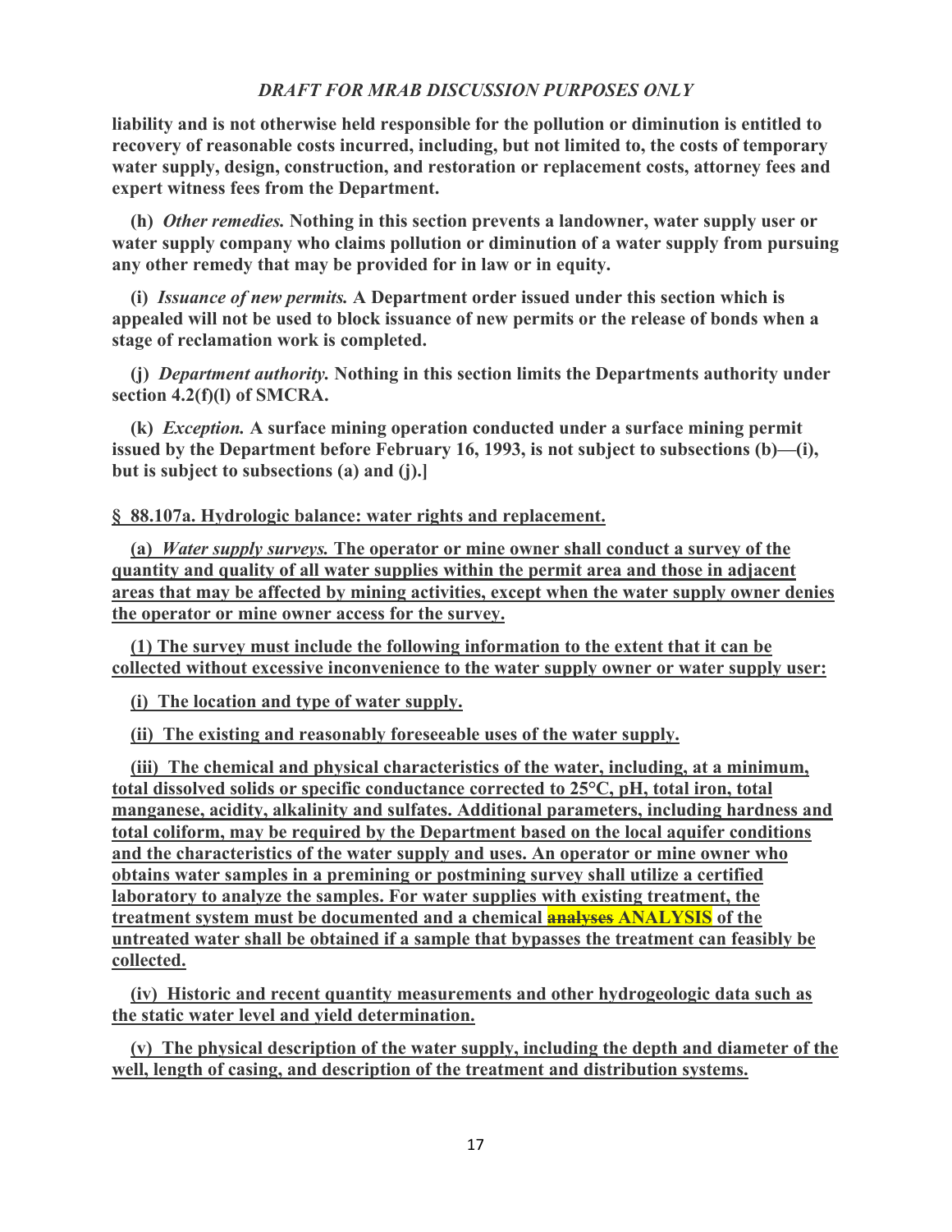liability and is not otherwise held responsible for the pollution or diminution is entitled to recovery of reasonable costs incurred, including, but not limited to, the costs of temporary water supply, design, construction, and restoration or replacement costs, attorney fees and expert witness fees from the Department.

**(h)** *Other remedies.* **Nothing in this section prevents a landowner, water supply user or water supply company who claims pollution or diminution of a water supply from pursuing any other remedy that may be provided for in law or in equity.**

**(i)** *Issuance of new permits.* **A Department order issued under this section which is appealed will not be used to block issuance of new permits or the release of bonds when a stage of reclamation work is completed.**

**(j)** *Department authority.* **Nothing in this section limits the Departments authority under section 4.2(f)(l) of SMCRA.**

**(k)** *Exception.* **A surface mining operation conducted under a surface mining permit issued by the Department before February 16, 1993, is not subject to subsections (b)—(i), but is subject to subsections (a) and (j).]**

<u>**§ 88.107a. Hydrologic balance: water rights and replacement.**</u>

<u>**(a)** *Water supply surveys.* **The operator or mine owner shall conduct a survey of the quantity and quality of all water supplies within the permit area and those in adjacent areas that may be affected by mining activities, except when the water supply owner denies the operator or mine owner access for the survey.**</u>

<u>**(1) The survey must include the following information to the extent that it can be collected without excessive inconvenience to the water supply owner or water supply user:**</u>

<u>**(i) The location and type of water supply.**</u>

<u>**(ii) The existing and reasonably foreseeable uses of the water supply.**</u>

<u>**(iii) The chemical and physical characteristics of the water, including, at a minimum, total dissolved solids or specific conductance corrected to 25°C, pH, total iron, total manganese, acidity, alkalinity and sulfates. Additional parameters, including hardness and total coliform, may be required by the Department based on the local aquifer conditions and the characteristics of the water supply and uses. An operator or mine owner who obtains water samples in a premining or postmining survey shall utilize a certified laboratory to analyze the samples. For water supplies with existing treatment, the treatment system must be documented and a chemical ~~analyses~~ ANALYSIS of the untreated water shall be obtained if a sample that bypasses the treatment can feasibly be collected.**</u>

<u>**(iv) Historic and recent quantity measurements and other hydrogeologic data such as the static water level and yield determination.**</u>

<u>**(v) The physical description of the water supply, including the depth and diameter of the well, length of casing, and description of the treatment and distribution systems.**</u>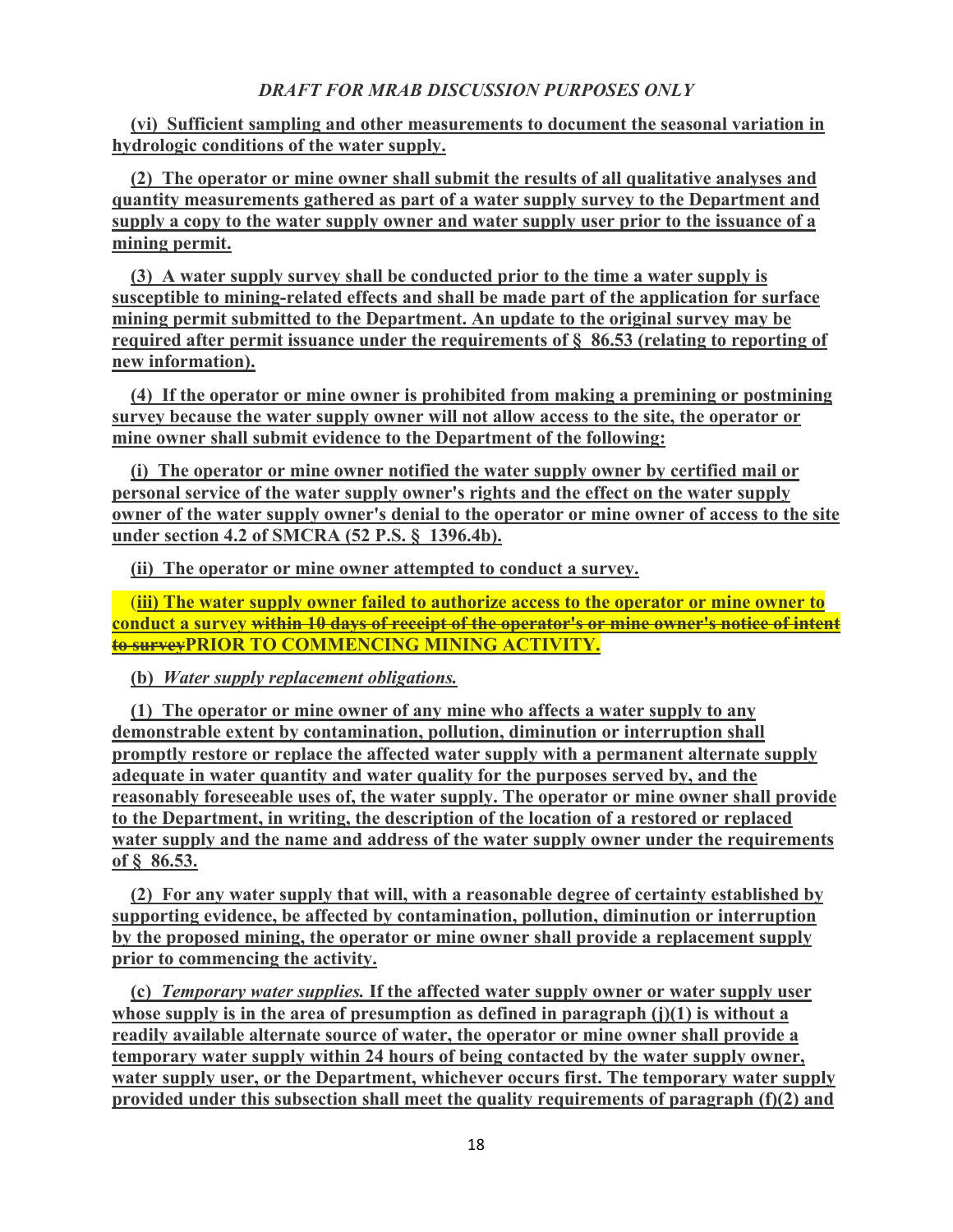*DRAFT FOR MRAB DISCUSSION PURPOSES ONLY*

**(vi) Sufficient sampling and other measurements to document the seasonal variation in hydrologic conditions of the water supply.**

**(2) The operator or mine owner shall submit the results of all qualitative analyses and quantity measurements gathered as part of a water supply survey to the Department and supply a copy to the water supply owner and water supply user prior to the issuance of a mining permit.**

**(3) A water supply survey shall be conducted prior to the time a water supply is susceptible to mining-related effects and shall be made part of the application for surface mining permit submitted to the Department. An update to the original survey may be required after permit issuance under the requirements of § 86.53 (relating to reporting of new information).**

**(4) If the operator or mine owner is prohibited from making a premining or postmining survey because the water supply owner will not allow access to the site, the operator or mine owner shall submit evidence to the Department of the following:**

**(i) The operator or mine owner notified the water supply owner by certified mail or personal service of the water supply owner's rights and the effect on the water supply owner of the water supply owner's denial to the operator or mine owner of access to the site under section 4.2 of SMCRA (52 P.S. § 1396.4b).**

**(ii) The operator or mine owner attempted to conduct a survey.**

**(iii) The water supply owner failed to authorize access to the operator or mine owner to conduct a survey ~~within 10 days of receipt of the operator's or mine owner's notice of intent to survey~~PRIOR TO COMMENCING MINING ACTIVITY.**

**(b)** ***Water supply replacement obligations.***

**(1) The operator or mine owner of any mine who affects a water supply to any demonstrable extent by contamination, pollution, diminution or interruption shall promptly restore or replace the affected water supply with a permanent alternate supply adequate in water quantity and water quality for the purposes served by, and the reasonably foreseeable uses of, the water supply. The operator or mine owner shall provide to the Department, in writing, the description of the location of a restored or replaced water supply and the name and address of the water supply owner under the requirements of § 86.53.**

**(2) For any water supply that will, with a reasonable degree of certainty established by supporting evidence, be affected by contamination, pollution, diminution or interruption by the proposed mining, the operator or mine owner shall provide a replacement supply prior to commencing the activity.**

**(c)** ***Temporary water supplies.*** **If the affected water supply owner or water supply user whose supply is in the area of presumption as defined in paragraph (j)(1) is without a readily available alternate source of water, the operator or mine owner shall provide a temporary water supply within 24 hours of being contacted by the water supply owner, water supply user, or the Department, whichever occurs first. The temporary water supply provided under this subsection shall meet the quality requirements of paragraph (f)(2) and**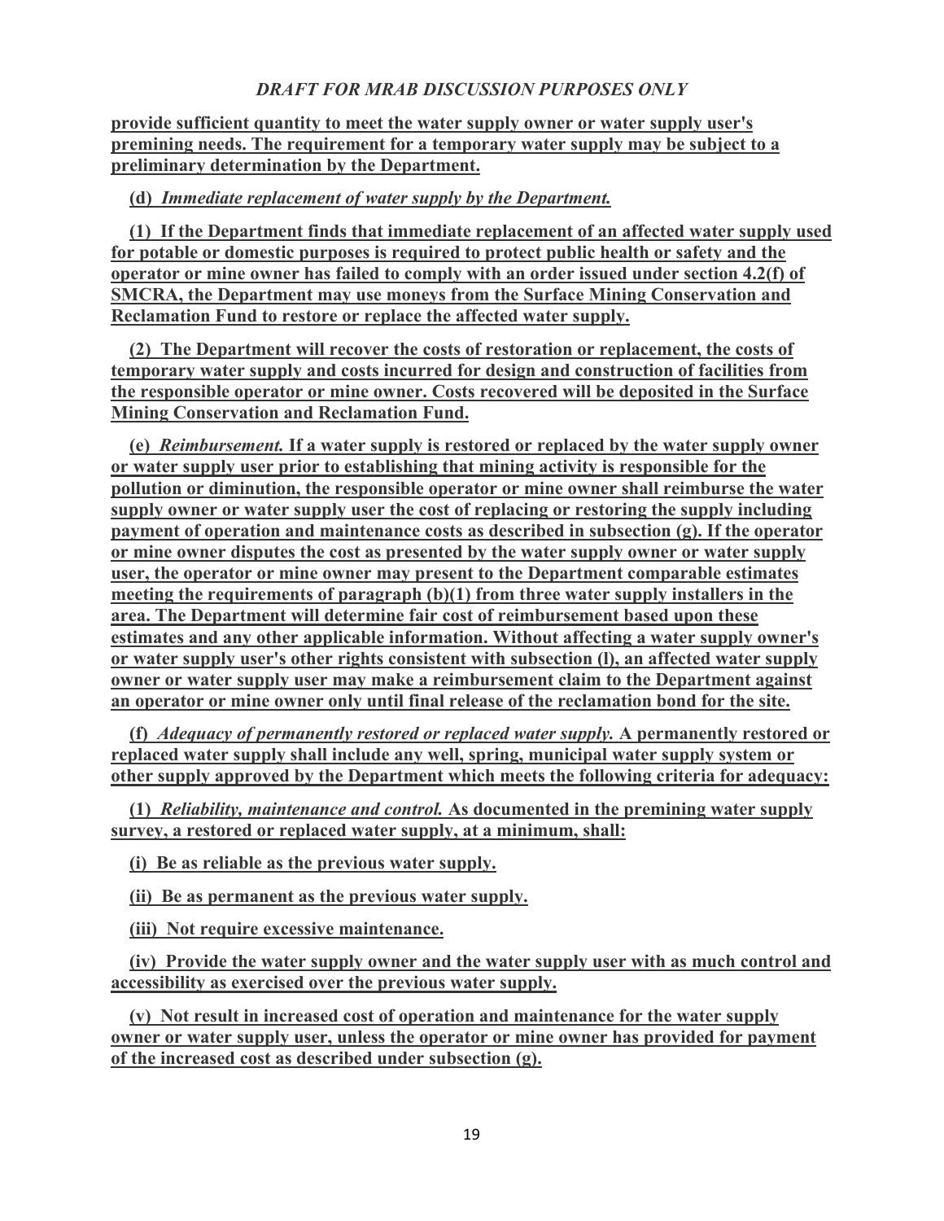**provide sufficient quantity to meet the water supply owner or water supply user's premining needs. The requirement for a temporary water supply may be subject to a preliminary determination by the Department.**

**(d)** ***Immediate replacement of water supply by the Department.***

**(1) If the Department finds that immediate replacement of an affected water supply used for potable or domestic purposes is required to protect public health or safety and the operator or mine owner has failed to comply with an order issued under section 4.2(f) of SMCRA, the Department may use moneys from the Surface Mining Conservation and Reclamation Fund to restore or replace the affected water supply.**

**(2) The Department will recover the costs of restoration or replacement, the costs of temporary water supply and costs incurred for design and construction of facilities from the responsible operator or mine owner. Costs recovered will be deposited in the Surface Mining Conservation and Reclamation Fund.**

**(e)** ***Reimbursement.*** **If a water supply is restored or replaced by the water supply owner or water supply user prior to establishing that mining activity is responsible for the pollution or diminution, the responsible operator or mine owner shall reimburse the water supply owner or water supply user the cost of replacing or restoring the supply including payment of operation and maintenance costs as described in subsection (g). If the operator or mine owner disputes the cost as presented by the water supply owner or water supply user, the operator or mine owner may present to the Department comparable estimates meeting the requirements of paragraph (b)(1) from three water supply installers in the area. The Department will determine fair cost of reimbursement based upon these estimates and any other applicable information. Without affecting a water supply owner's or water supply user's other rights consistent with subsection (l), an affected water supply owner or water supply user may make a reimbursement claim to the Department against an operator or mine owner only until final release of the reclamation bond for the site.**

**(f)** ***Adequacy of permanently restored or replaced water supply.*** **A permanently restored or replaced water supply shall include any well, spring, municipal water supply system or other supply approved by the Department which meets the following criteria for adequacy:**

**(1)** ***Reliability, maintenance and control.*** **As documented in the premining water supply survey, a restored or replaced water supply, at a minimum, shall:**

**(i) Be as reliable as the previous water supply.**

**(ii) Be as permanent as the previous water supply.**

**(iii) Not require excessive maintenance.**

**(iv) Provide the water supply owner and the water supply user with as much control and accessibility as exercised over the previous water supply.**

**(v) Not result in increased cost of operation and maintenance for the water supply owner or water supply user, unless the operator or mine owner has provided for payment of the increased cost as described under subsection (g).**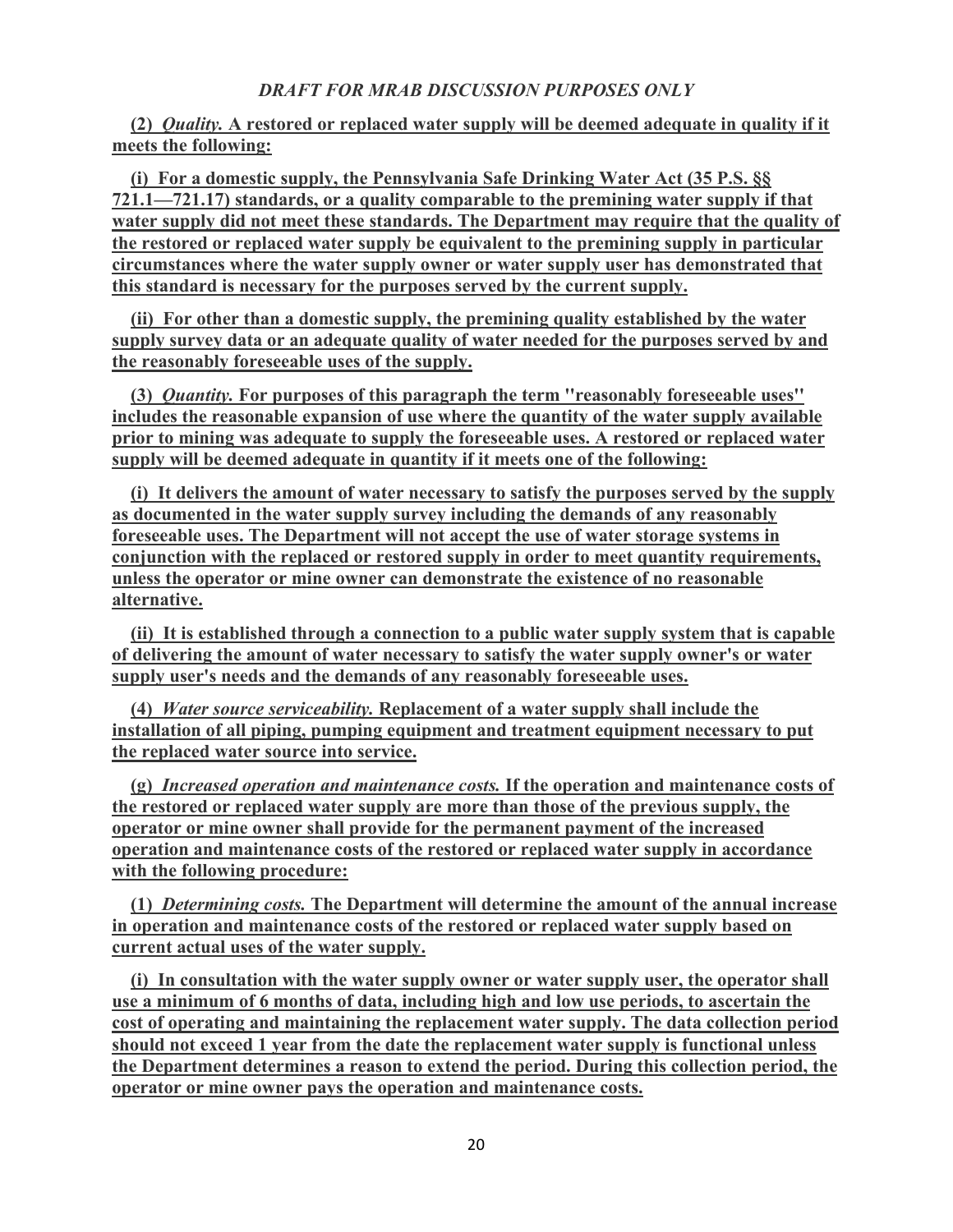*DRAFT FOR MRAB DISCUSSION PURPOSES ONLY*

**(2) *Quality.* A restored or replaced water supply will be deemed adequate in quality if it meets the following:**

**(i) For a domestic supply, the Pennsylvania Safe Drinking Water Act (35 P.S. §§ 721.1—721.17) standards, or a quality comparable to the premining water supply if that water supply did not meet these standards. The Department may require that the quality of the restored or replaced water supply be equivalent to the premining supply in particular circumstances where the water supply owner or water supply user has demonstrated that this standard is necessary for the purposes served by the current supply.**

**(ii) For other than a domestic supply, the premining quality established by the water supply survey data or an adequate quality of water needed for the purposes served by and the reasonably foreseeable uses of the supply.**

**(3) *Quantity.* For purposes of this paragraph the term "reasonably foreseeable uses" includes the reasonable expansion of use where the quantity of the water supply available prior to mining was adequate to supply the foreseeable uses. A restored or replaced water supply will be deemed adequate in quantity if it meets one of the following:**

**(i) It delivers the amount of water necessary to satisfy the purposes served by the supply as documented in the water supply survey including the demands of any reasonably foreseeable uses. The Department will not accept the use of water storage systems in conjunction with the replaced or restored supply in order to meet quantity requirements, unless the operator or mine owner can demonstrate the existence of no reasonable alternative.**

**(ii) It is established through a connection to a public water supply system that is capable of delivering the amount of water necessary to satisfy the water supply owner's or water supply user's needs and the demands of any reasonably foreseeable uses.**

**(4) *Water source serviceability.* Replacement of a water supply shall include the installation of all piping, pumping equipment and treatment equipment necessary to put the replaced water source into service.**

**(g) *Increased operation and maintenance costs.* If the operation and maintenance costs of the restored or replaced water supply are more than those of the previous supply, the operator or mine owner shall provide for the permanent payment of the increased operation and maintenance costs of the restored or replaced water supply in accordance with the following procedure:**

**(1) *Determining costs.* The Department will determine the amount of the annual increase in operation and maintenance costs of the restored or replaced water supply based on current actual uses of the water supply.**

**(i) In consultation with the water supply owner or water supply user, the operator shall use a minimum of 6 months of data, including high and low use periods, to ascertain the cost of operating and maintaining the replacement water supply. The data collection period should not exceed 1 year from the date the replacement water supply is functional unless the Department determines a reason to extend the period. During this collection period, the operator or mine owner pays the operation and maintenance costs.**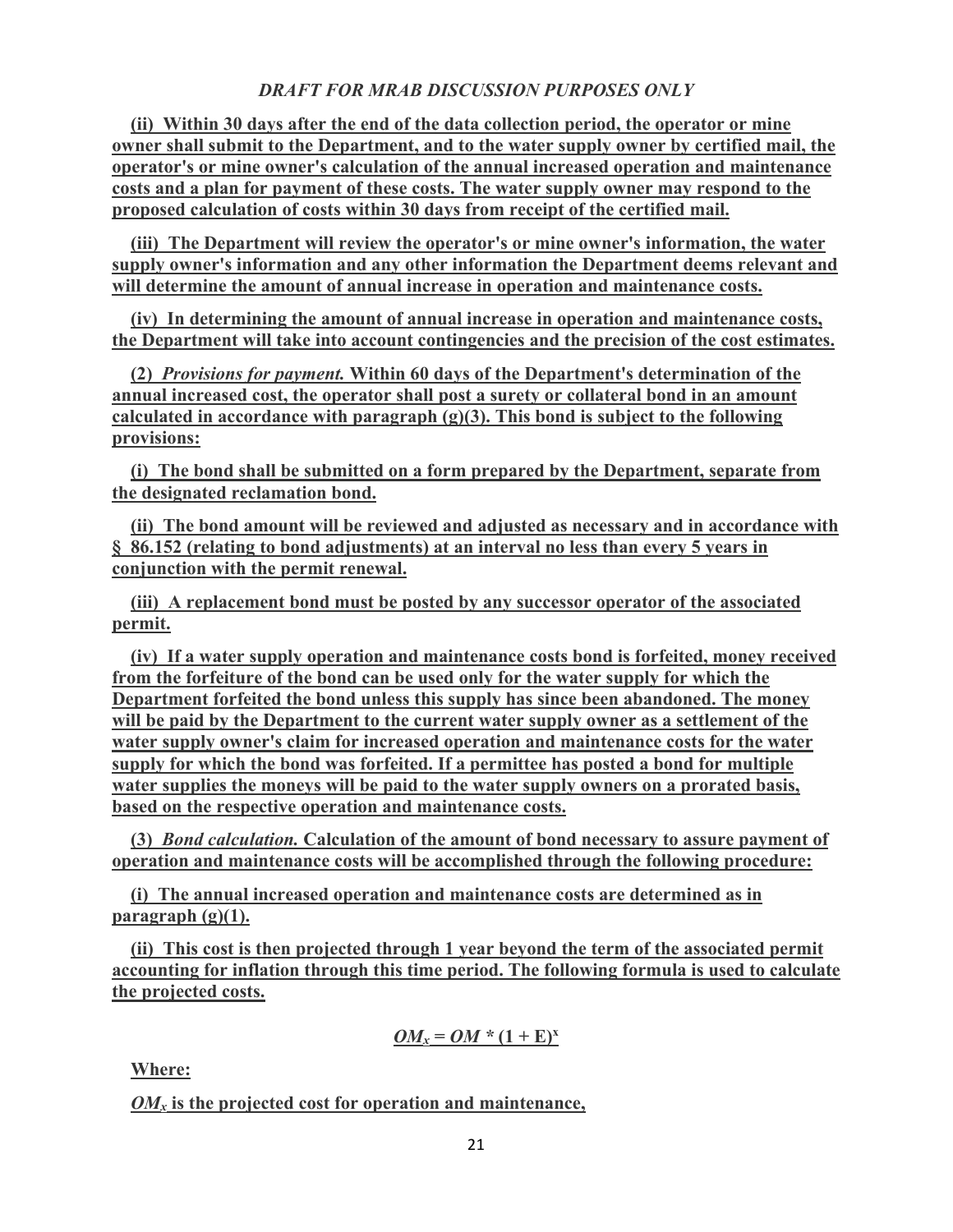*DRAFT FOR MRAB DISCUSSION PURPOSES ONLY*

**(ii) Within 30 days after the end of the data collection period, the operator or mine owner shall submit to the Department, and to the water supply owner by certified mail, the operator's or mine owner's calculation of the annual increased operation and maintenance costs and a plan for payment of these costs. The water supply owner may respond to the proposed calculation of costs within 30 days from receipt of the certified mail.**

**(iii) The Department will review the operator's or mine owner's information, the water supply owner's information and any other information the Department deems relevant and will determine the amount of annual increase in operation and maintenance costs.**

**(iv) In determining the amount of annual increase in operation and maintenance costs, the Department will take into account contingencies and the precision of the cost estimates.**

**(2) *Provisions for payment.* Within 60 days of the Department's determination of the annual increased cost, the operator shall post a surety or collateral bond in an amount calculated in accordance with paragraph (g)(3). This bond is subject to the following provisions:**

**(i) The bond shall be submitted on a form prepared by the Department, separate from the designated reclamation bond.**

**(ii) The bond amount will be reviewed and adjusted as necessary and in accordance with § 86.152 (relating to bond adjustments) at an interval no less than every 5 years in conjunction with the permit renewal.**

**(iii) A replacement bond must be posted by any successor operator of the associated permit.**

**(iv) If a water supply operation and maintenance costs bond is forfeited, money received from the forfeiture of the bond can be used only for the water supply for which the Department forfeited the bond unless this supply has since been abandoned. The money will be paid by the Department to the current water supply owner as a settlement of the water supply owner's claim for increased operation and maintenance costs for the water supply for which the bond was forfeited. If a permittee has posted a bond for multiple water supplies the moneys will be paid to the water supply owners on a prorated basis, based on the respective operation and maintenance costs.**

**(3) *Bond calculation.* Calculation of the amount of bond necessary to assure payment of operation and maintenance costs will be accomplished through the following procedure:**

**(i) The annual increased operation and maintenance costs are determined as in paragraph (g)(1).**

**(ii) This cost is then projected through 1 year beyond the term of the associated permit accounting for inflation through this time period. The following formula is used to calculate the projected costs.**

$$OM_x = OM * (1 + E)^x$$

**Where:**

**$OM_x$ is the projected cost for operation and maintenance,**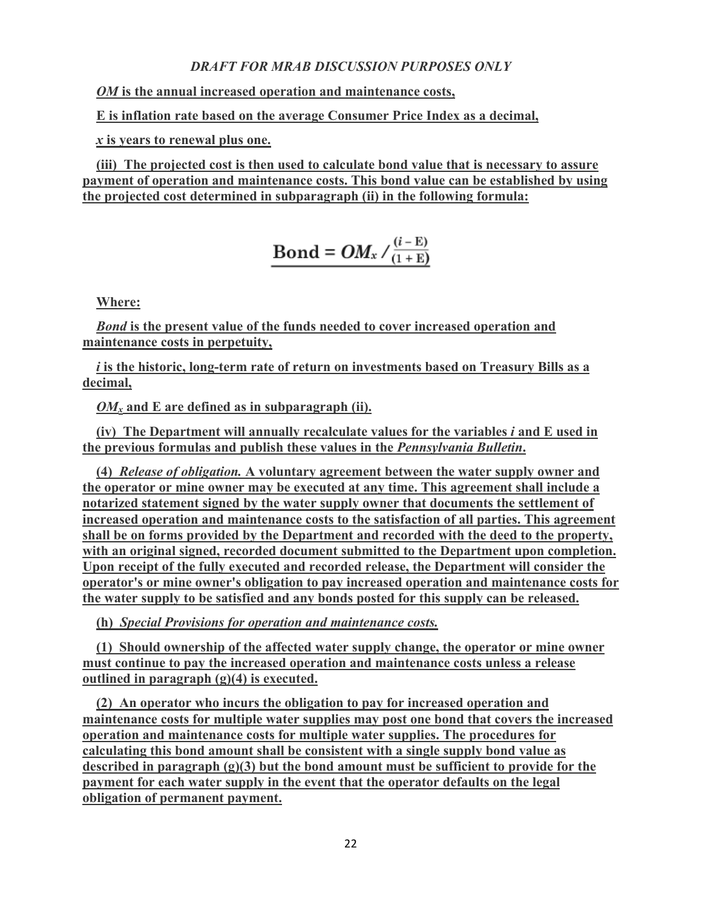*DRAFT FOR MRAB DISCUSSION PURPOSES ONLY*

***OM* is the annual increased operation and maintenance costs,**

**E is inflation rate based on the average Consumer Price Index as a decimal,**

***x* is years to renewal plus one.**

**(iii) The projected cost is then used to calculate bond value that is necessary to assure payment of operation and maintenance costs. This bond value can be established by using the projected cost determined in subparagraph (ii) in the following formula:**

$$\text{Bond} = OM_x \,/\, \frac{(i - \text{E})}{(1 + \text{E})}$$

**Where:**

***Bond* is the present value of the funds needed to cover increased operation and maintenance costs in perpetuity,**

***i* is the historic, long-term rate of return on investments based on Treasury Bills as a decimal,**

**$OM_x$ and E are defined as in subparagraph (ii).**

**(iv) The Department will annually recalculate values for the variables *i* and E used in the previous formulas and publish these values in the *Pennsylvania Bulletin*.**

**(4) *Release of obligation.* A voluntary agreement between the water supply owner and the operator or mine owner may be executed at any time. This agreement shall include a notarized statement signed by the water supply owner that documents the settlement of increased operation and maintenance costs to the satisfaction of all parties. This agreement shall be on forms provided by the Department and recorded with the deed to the property, with an original signed, recorded document submitted to the Department upon completion. Upon receipt of the fully executed and recorded release, the Department will consider the operator's or mine owner's obligation to pay increased operation and maintenance costs for the water supply to be satisfied and any bonds posted for this supply can be released.**

**(h) *Special Provisions for operation and maintenance costs.***

**(1) Should ownership of the affected water supply change, the operator or mine owner must continue to pay the increased operation and maintenance costs unless a release outlined in paragraph (g)(4) is executed.**

**(2) An operator who incurs the obligation to pay for increased operation and maintenance costs for multiple water supplies may post one bond that covers the increased operation and maintenance costs for multiple water supplies. The procedures for calculating this bond amount shall be consistent with a single supply bond value as described in paragraph (g)(3) but the bond amount must be sufficient to provide for the payment for each water supply in the event that the operator defaults on the legal obligation of permanent payment.**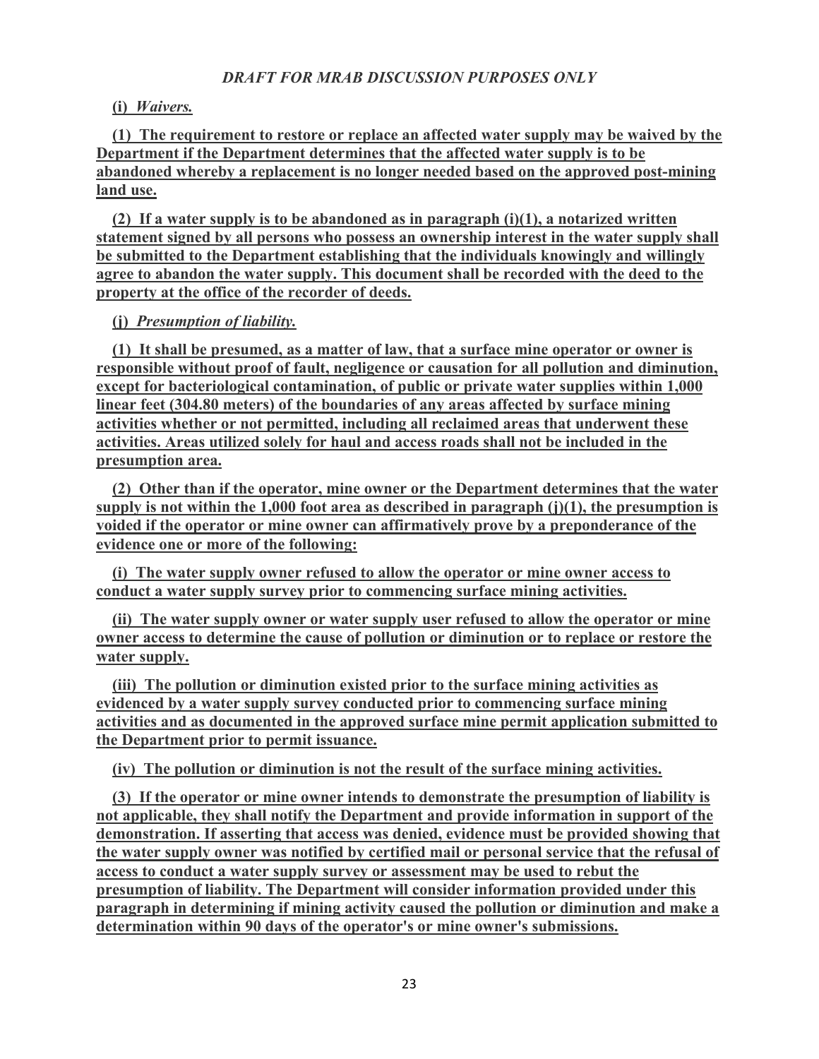*DRAFT FOR MRAB DISCUSSION PURPOSES ONLY*

**(i)** ***Waivers.***

**(1) The requirement to restore or replace an affected water supply may be waived by the Department if the Department determines that the affected water supply is to be abandoned whereby a replacement is no longer needed based on the approved post-mining land use.**

**(2) If a water supply is to be abandoned as in paragraph (i)(1), a notarized written statement signed by all persons who possess an ownership interest in the water supply shall be submitted to the Department establishing that the individuals knowingly and willingly agree to abandon the water supply. This document shall be recorded with the deed to the property at the office of the recorder of deeds.**

**(j)** ***Presumption of liability.***

**(1) It shall be presumed, as a matter of law, that a surface mine operator or owner is responsible without proof of fault, negligence or causation for all pollution and diminution, except for bacteriological contamination, of public or private water supplies within 1,000 linear feet (304.80 meters) of the boundaries of any areas affected by surface mining activities whether or not permitted, including all reclaimed areas that underwent these activities. Areas utilized solely for haul and access roads shall not be included in the presumption area.**

**(2) Other than if the operator, mine owner or the Department determines that the water supply is not within the 1,000 foot area as described in paragraph (j)(1), the presumption is voided if the operator or mine owner can affirmatively prove by a preponderance of the evidence one or more of the following:**

**(i) The water supply owner refused to allow the operator or mine owner access to conduct a water supply survey prior to commencing surface mining activities.**

**(ii) The water supply owner or water supply user refused to allow the operator or mine owner access to determine the cause of pollution or diminution or to replace or restore the water supply.**

**(iii) The pollution or diminution existed prior to the surface mining activities as evidenced by a water supply survey conducted prior to commencing surface mining activities and as documented in the approved surface mine permit application submitted to the Department prior to permit issuance.**

**(iv) The pollution or diminution is not the result of the surface mining activities.**

**(3) If the operator or mine owner intends to demonstrate the presumption of liability is not applicable, they shall notify the Department and provide information in support of the demonstration. If asserting that access was denied, evidence must be provided showing that the water supply owner was notified by certified mail or personal service that the refusal of access to conduct a water supply survey or assessment may be used to rebut the presumption of liability. The Department will consider information provided under this paragraph in determining if mining activity caused the pollution or diminution and make a determination within 90 days of the operator's or mine owner's submissions.**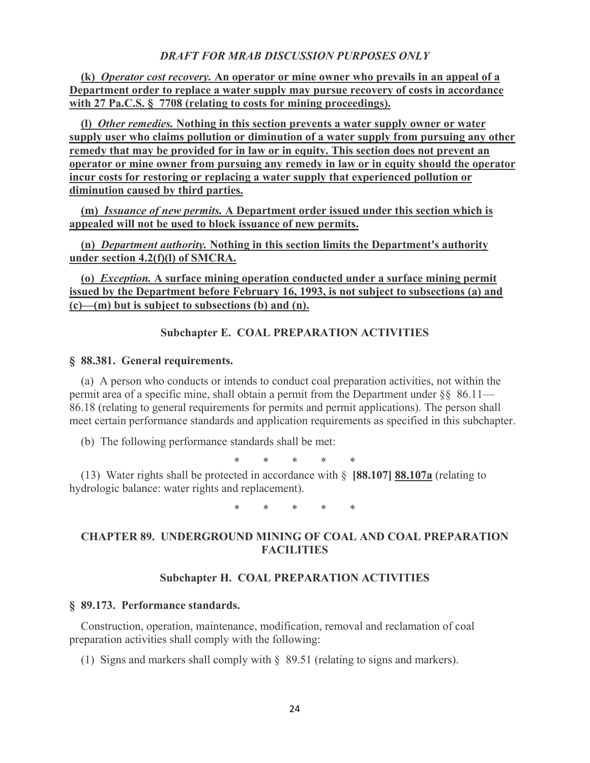*DRAFT FOR MRAB DISCUSSION PURPOSES ONLY*

**(k)** ***Operator cost recovery.*** **An operator or mine owner who prevails in an appeal of a Department order to replace a water supply may pursue recovery of costs in accordance with 27 Pa.C.S. § 7708 (relating to costs for mining proceedings).**

**(l)** ***Other remedies.*** **Nothing in this section prevents a water supply owner or water supply user who claims pollution or diminution of a water supply from pursuing any other remedy that may be provided for in law or in equity. This section does not prevent an operator or mine owner from pursuing any remedy in law or in equity should the operator incur costs for restoring or replacing a water supply that experienced pollution or diminution caused by third parties.**

**(m)** ***Issuance of new permits.*** **A Department order issued under this section which is appealed will not be used to block issuance of new permits.**

**(n)** ***Department authority.*** **Nothing in this section limits the Department's authority under section 4.2(f)(l) of SMCRA.**

**(o)** ***Exception.*** **A surface mining operation conducted under a surface mining permit issued by the Department before February 16, 1993, is not subject to subsections (a) and (c)—(m) but is subject to subsections (b) and (n).**

### Subchapter E. COAL PREPARATION ACTIVITIES

### § 88.381. General requirements.

(a) A person who conducts or intends to conduct coal preparation activities, not within the permit area of a specific mine, shall obtain a permit from the Department under §§ 86.11—86.18 (relating to general requirements for permits and permit applications). The person shall meet certain performance standards and application requirements as specified in this subchapter.

(b) The following performance standards shall be met:

\* \* \* \* \*

(13) Water rights shall be protected in accordance with § **[88.107]** **88.107a** (relating to hydrologic balance: water rights and replacement).

\* \* \* \* \*

## CHAPTER 89. UNDERGROUND MINING OF COAL AND COAL PREPARATION FACILITIES

### Subchapter H. COAL PREPARATION ACTIVITIES

### § 89.173. Performance standards.

Construction, operation, maintenance, modification, removal and reclamation of coal preparation activities shall comply with the following:

(1) Signs and markers shall comply with § 89.51 (relating to signs and markers).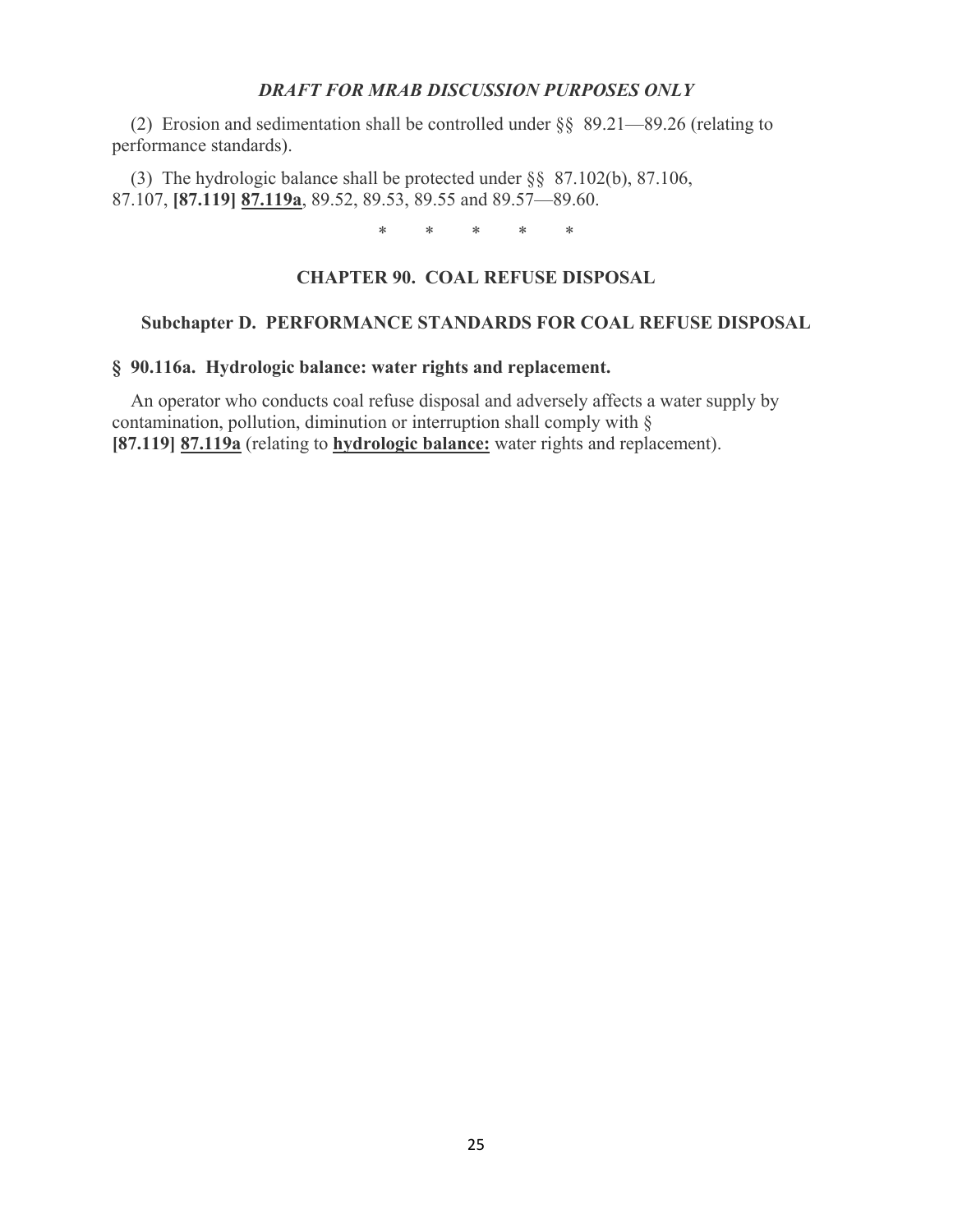*DRAFT FOR MRAB DISCUSSION PURPOSES ONLY*

(2) Erosion and sedimentation shall be controlled under §§ 89.21—89.26 (relating to performance standards).

(3) The hydrologic balance shall be protected under §§ 87.102(b), 87.106, 87.107, **[87.119]** **<u>87.119a</u>**, 89.52, 89.53, 89.55 and 89.57—89.60.

\* \* \* \* \*

## CHAPTER 90. COAL REFUSE DISPOSAL

### Subchapter D. PERFORMANCE STANDARDS FOR COAL REFUSE DISPOSAL

#### § 90.116a. Hydrologic balance: water rights and replacement.

An operator who conducts coal refuse disposal and adversely affects a water supply by contamination, pollution, diminution or interruption shall comply with § **[87.119]** **<u>87.119a</u>** (relating to **<u>hydrologic balance:</u>** water rights and replacement).